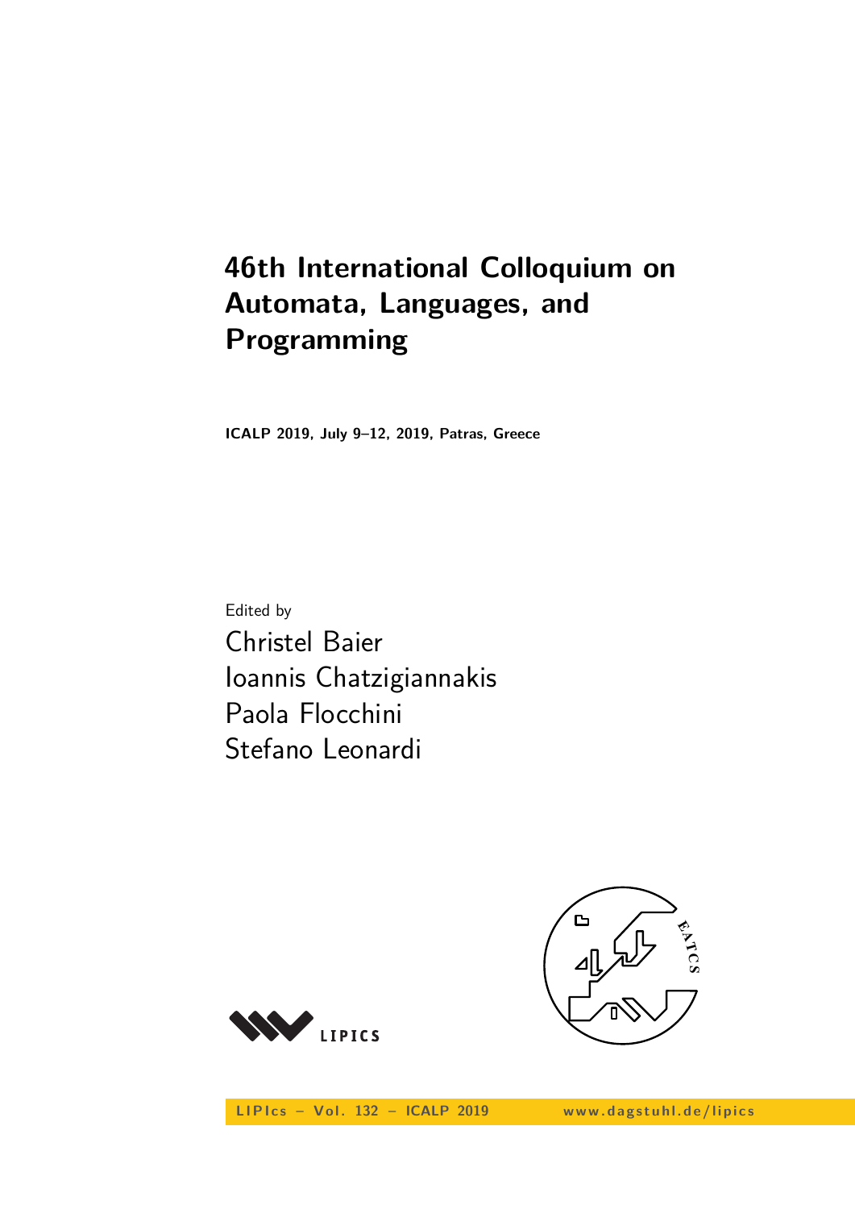# 46th International Colloquium on Automata, Languages, and Programming

**ICALP 2019, July 9–12, 2019, Patras, Greece**

Edited by

Christel Baier
Ioannis Chatzigiannakis
Paola Flocchini
Stefano Leonardi

LIPIcs – Vol. 132 – ICALP 2019 www.dagstuhl.de/lipics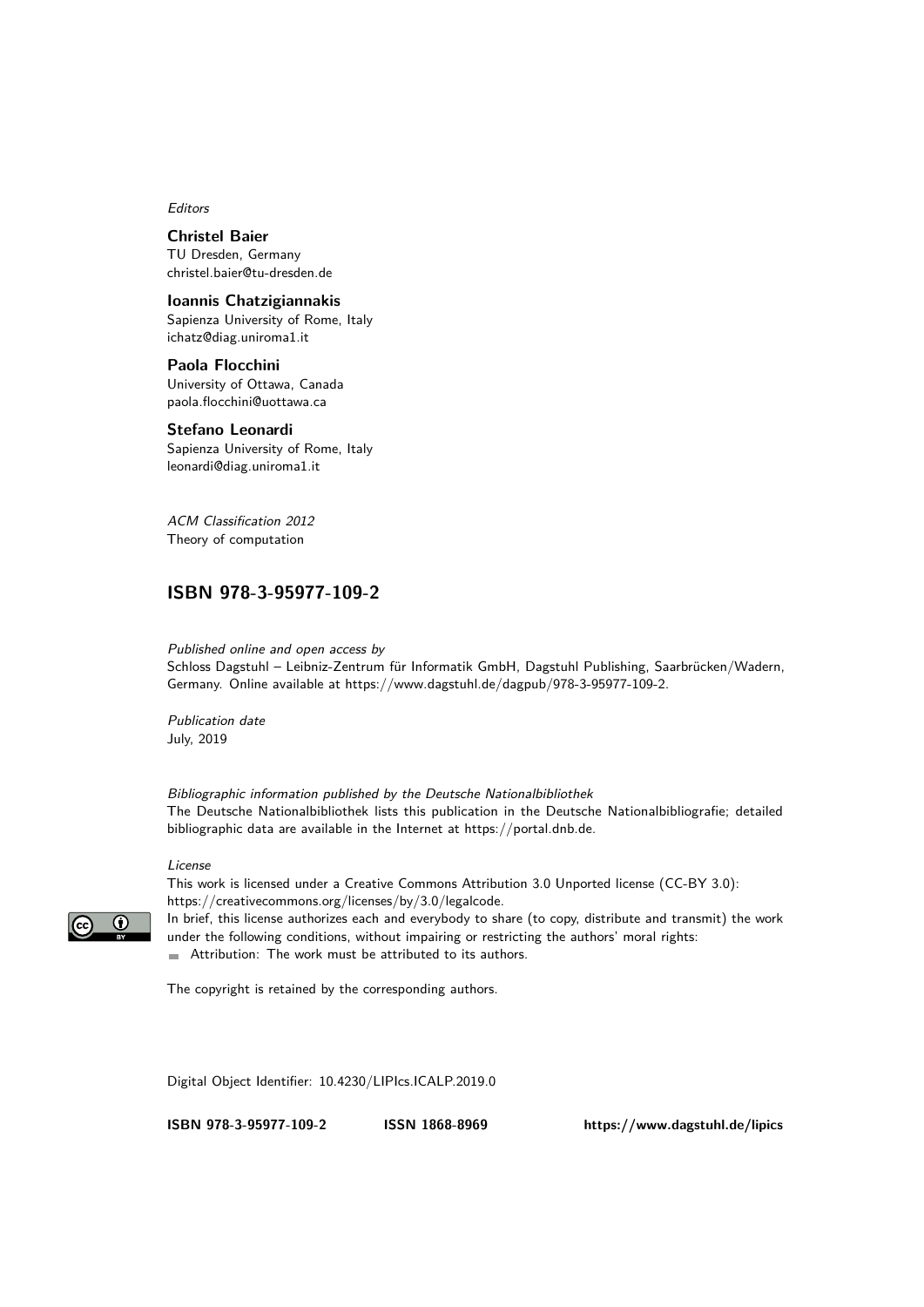*Editors*

**Christel Baier**
TU Dresden, Germany
christel.baier@tu-dresden.de

**Ioannis Chatzigiannakis**
Sapienza University of Rome, Italy
ichatz@diag.uniroma1.it

**Paola Flocchini**
University of Ottawa, Canada
paola.flocchini@uottawa.ca

**Stefano Leonardi**
Sapienza University of Rome, Italy
leonardi@diag.uniroma1.it

*ACM Classification 2012*
Theory of computation

## ISBN 978-3-95977-109-2

*Published online and open access by*
Schloss Dagstuhl – Leibniz-Zentrum für Informatik GmbH, Dagstuhl Publishing, Saarbrücken/Wadern, Germany. Online available at https://www.dagstuhl.de/dagpub/978-3-95977-109-2.

*Publication date*
July, 2019

*Bibliographic information published by the Deutsche Nationalbibliothek*
The Deutsche Nationalbibliothek lists this publication in the Deutsche Nationalbibliografie; detailed bibliographic data are available in the Internet at https://portal.dnb.de.

*License*
This work is licensed under a Creative Commons Attribution 3.0 Unported license (CC-BY 3.0): https://creativecommons.org/licenses/by/3.0/legalcode.
In brief, this license authorizes each and everybody to share (to copy, distribute and transmit) the work under the following conditions, without impairing or restricting the authors' moral rights:
- Attribution: The work must be attributed to its authors.

The copyright is retained by the corresponding authors.

Digital Object Identifier: 10.4230/LIPIcs.ICALP.2019.0

**ISBN 978-3-95977-109-2** **ISSN 1868-8969** **https://www.dagstuhl.de/lipics**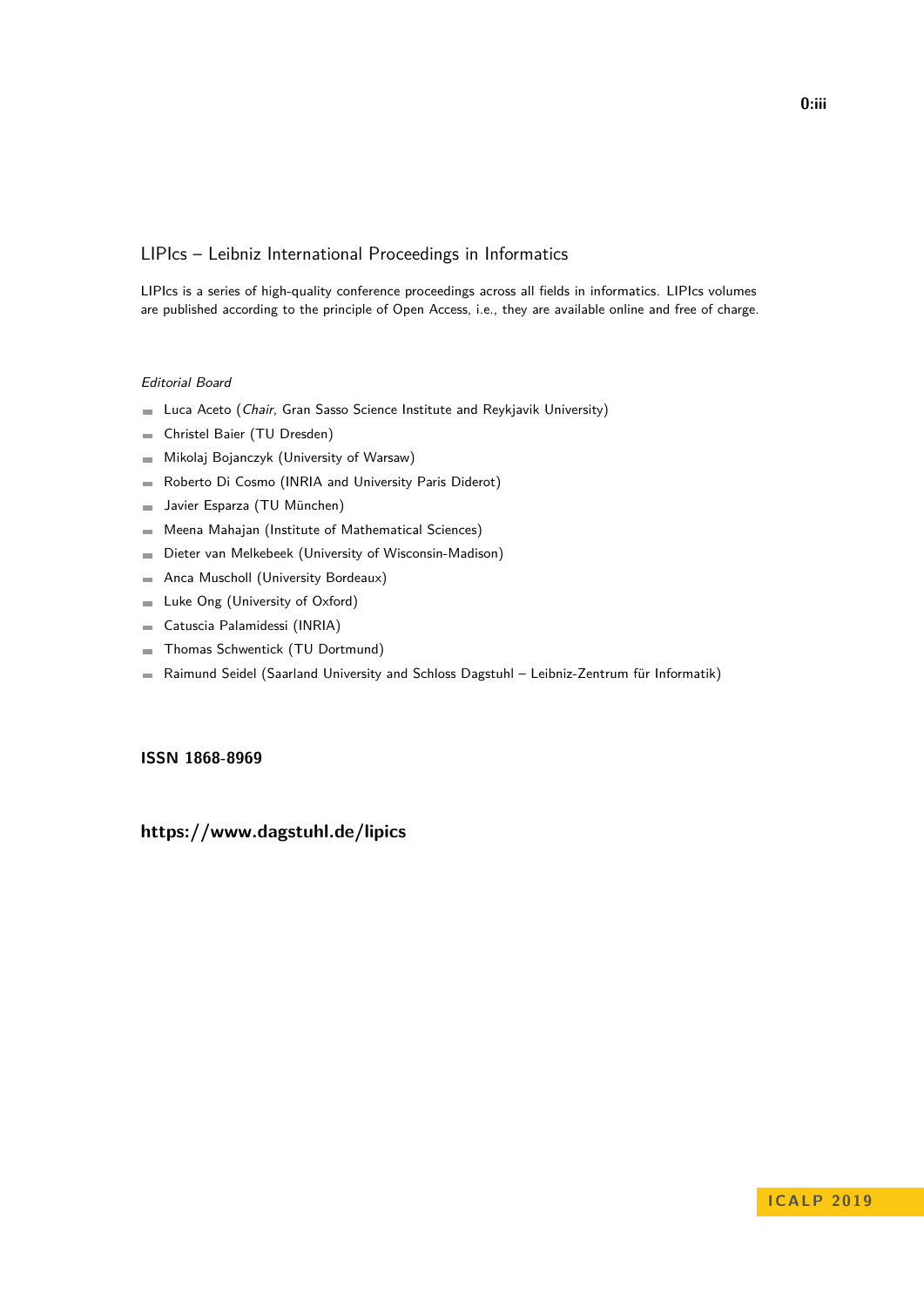## LIPIcs – Leibniz International Proceedings in Informatics

LIPIcs is a series of high-quality conference proceedings across all fields in informatics. LIPIcs volumes are published according to the principle of Open Access, i.e., they are available online and free of charge.

*Editorial Board*

- Luca Aceto (*Chair*, Gran Sasso Science Institute and Reykjavik University)
- Christel Baier (TU Dresden)
- Mikolaj Bojanczyk (University of Warsaw)
- Roberto Di Cosmo (INRIA and University Paris Diderot)
- Javier Esparza (TU München)
- Meena Mahajan (Institute of Mathematical Sciences)
- Dieter van Melkebeek (University of Wisconsin-Madison)
- Anca Muscholl (University Bordeaux)
- Luke Ong (University of Oxford)
- Catuscia Palamidessi (INRIA)
- Thomas Schwentick (TU Dortmund)
- Raimund Seidel (Saarland University and Schloss Dagstuhl – Leibniz-Zentrum für Informatik)

**ISSN 1868-8969**

**https://www.dagstuhl.de/lipics**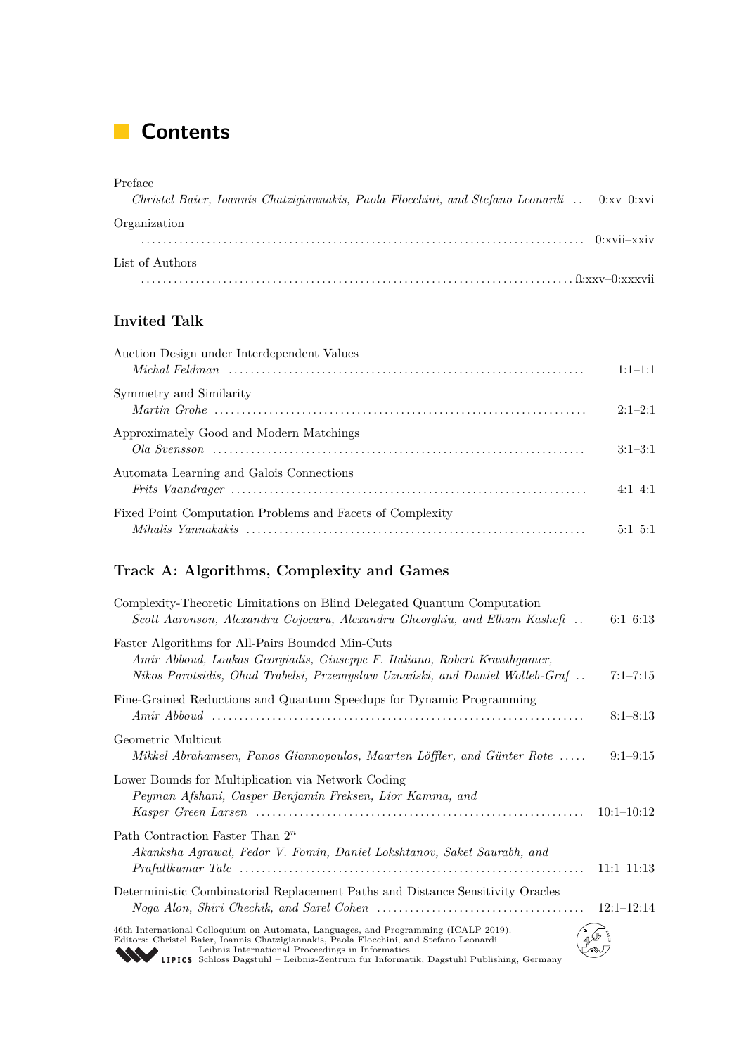# Contents

Preface
*Christel Baier, Ioannis Chatzigiannakis, Paola Flocchini, and Stefano Leonardi* .. 0:xv–0:xvi

Organization
.................................................................................. 0:xvii–xxiv

List of Authors
.................................................................................. 0:xxv–0:xxxvii

## Invited Talk

Auction Design under Interdependent Values
*Michal Feldman* ................................................................ 1:1–1:1

Symmetry and Similarity
*Martin Grohe* ................................................................... 2:1–2:1

Approximately Good and Modern Matchings
*Ola Svensson* ................................................................... 3:1–3:1

Automata Learning and Galois Connections
*Frits Vaandrager* ................................................................ 4:1–4:1

Fixed Point Computation Problems and Facets of Complexity
*Mihalis Yannakakis* ............................................................. 5:1–5:1

## Track A: Algorithms, Complexity and Games

Complexity-Theoretic Limitations on Blind Delegated Quantum Computation
*Scott Aaronson, Alexandru Cojocaru, Alexandru Gheorghiu, and Elham Kashefi* .. 6:1–6:13

Faster Algorithms for All-Pairs Bounded Min-Cuts
*Amir Abboud, Loukas Georgiadis, Giuseppe F. Italiano, Robert Krauthgamer, Nikos Parotsidis, Ohad Trabelsi, Przemysław Uznański, and Daniel Wolleb-Graf* .. 7:1–7:15

Fine-Grained Reductions and Quantum Speedups for Dynamic Programming
*Amir Abboud* ................................................................... 8:1–8:13

Geometric Multicut
*Mikkel Abrahamsen, Panos Giannopoulos, Maarten Löffler, and Günter Rote* ..... 9:1–9:15

Lower Bounds for Multiplication via Network Coding
*Peyman Afshani, Casper Benjamin Freksen, Lior Kamma, and Kasper Green Larsen* ........................................................... 10:1–10:12

Path Contraction Faster Than $2^n$
*Akanksha Agrawal, Fedor V. Fomin, Daniel Lokshtanov, Saket Saurabh, and Prafullkumar Tale* ............................................................... 11:1–11:13

Deterministic Combinatorial Replacement Paths and Distance Sensitivity Oracles
*Noga Alon, Shiri Chechik, and Sarel Cohen* ...................................... 12:1–12:14

46th International Colloquium on Automata, Languages, and Programming (ICALP 2019).
Editors: Christel Baier, Ioannis Chatzigiannakis, Paola Flocchini, and Stefano Leonardi
Leibniz International Proceedings in Informatics
LIPICS Schloss Dagstuhl – Leibniz-Zentrum für Informatik, Dagstuhl Publishing, Germany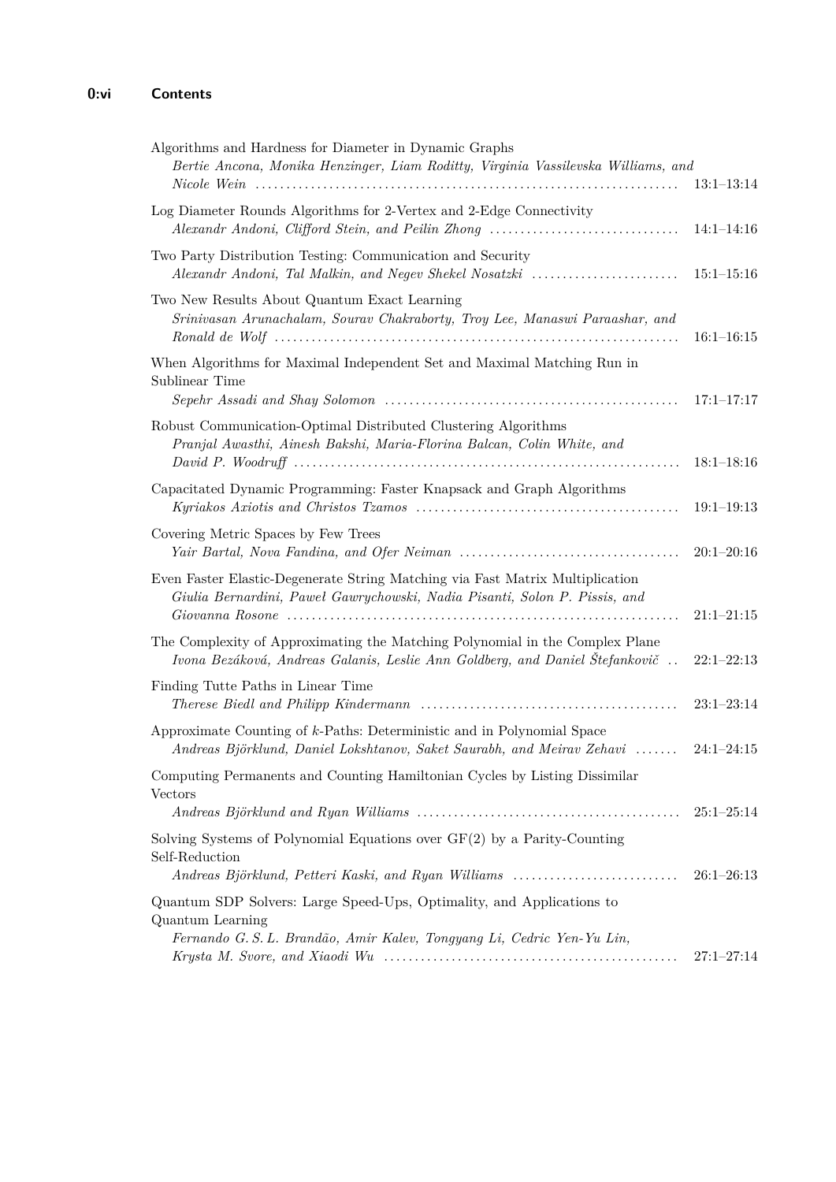Algorithms and Hardness for Diameter in Dynamic Graphs
*Bertie Ancona, Monika Henzinger, Liam Roditty, Virginia Vassilevska Williams, and Nicole Wein* ........ 13:1–13:14

Log Diameter Rounds Algorithms for 2-Vertex and 2-Edge Connectivity
*Alexandr Andoni, Clifford Stein, and Peilin Zhong* ........ 14:1–14:16

Two Party Distribution Testing: Communication and Security
*Alexandr Andoni, Tal Malkin, and Negev Shekel Nosatzki* ........ 15:1–15:16

Two New Results About Quantum Exact Learning
*Srinivasan Arunachalam, Sourav Chakraborty, Troy Lee, Manaswi Paraashar, and Ronald de Wolf* ........ 16:1–16:15

When Algorithms for Maximal Independent Set and Maximal Matching Run in Sublinear Time
*Sepehr Assadi and Shay Solomon* ........ 17:1–17:17

Robust Communication-Optimal Distributed Clustering Algorithms
*Pranjal Awasthi, Ainesh Bakshi, Maria-Florina Balcan, Colin White, and David P. Woodruff* ........ 18:1–18:16

Capacitated Dynamic Programming: Faster Knapsack and Graph Algorithms
*Kyriakos Axiotis and Christos Tzamos* ........ 19:1–19:13

Covering Metric Spaces by Few Trees
*Yair Bartal, Nova Fandina, and Ofer Neiman* ........ 20:1–20:16

Even Faster Elastic-Degenerate String Matching via Fast Matrix Multiplication
*Giulia Bernardini, Paweł Gawrychowski, Nadia Pisanti, Solon P. Pissis, and Giovanna Rosone* ........ 21:1–21:15

The Complexity of Approximating the Matching Polynomial in the Complex Plane
*Ivona Bezáková, Andreas Galanis, Leslie Ann Goldberg, and Daniel Štefankovič* ........ 22:1–22:13

Finding Tutte Paths in Linear Time
*Therese Biedl and Philipp Kindermann* ........ 23:1–23:14

Approximate Counting of $k$-Paths: Deterministic and in Polynomial Space
*Andreas Björklund, Daniel Lokshtanov, Saket Saurabh, and Meirav Zehavi* ........ 24:1–24:15

Computing Permanents and Counting Hamiltonian Cycles by Listing Dissimilar Vectors
*Andreas Björklund and Ryan Williams* ........ 25:1–25:14

Solving Systems of Polynomial Equations over GF(2) by a Parity-Counting Self-Reduction
*Andreas Björklund, Petteri Kaski, and Ryan Williams* ........ 26:1–26:13

Quantum SDP Solvers: Large Speed-Ups, Optimality, and Applications to Quantum Learning
*Fernando G. S. L. Brandão, Amir Kalev, Tongyang Li, Cedric Yen-Yu Lin, Krysta M. Svore, and Xiaodi Wu* ........ 27:1–27:14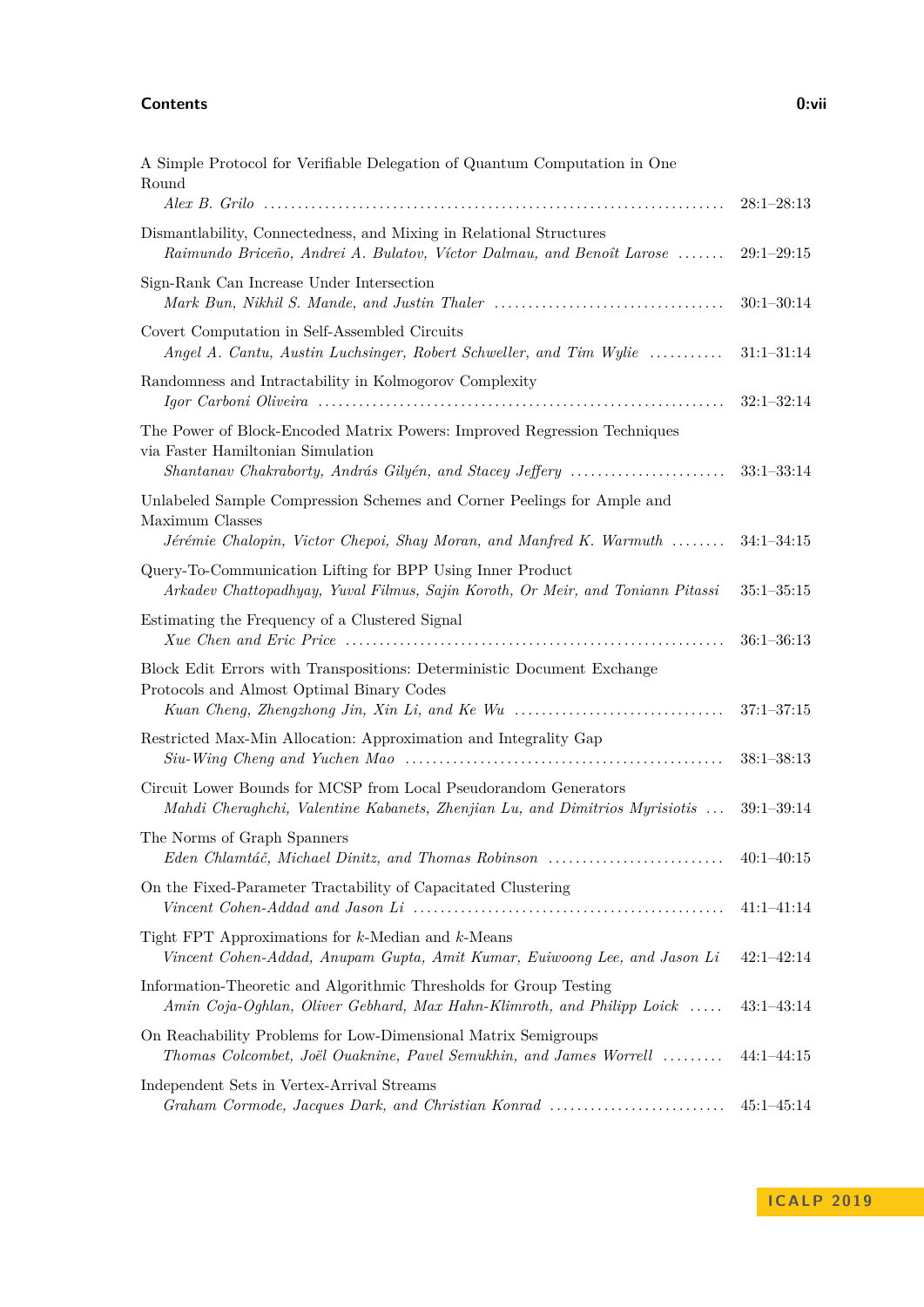A Simple Protocol for Verifiable Delegation of Quantum Computation in One Round
*Alex B. Grilo* ........ 28:1–28:13

Dismantlability, Connectedness, and Mixing in Relational Structures
*Raimundo Briceño, Andrei A. Bulatov, Víctor Dalmau, and Benoît Larose* ........ 29:1–29:15

Sign-Rank Can Increase Under Intersection
*Mark Bun, Nikhil S. Mande, and Justin Thaler* ........ 30:1–30:14

Covert Computation in Self-Assembled Circuits
*Angel A. Cantu, Austin Luchsinger, Robert Schweller, and Tim Wylie* ........ 31:1–31:14

Randomness and Intractability in Kolmogorov Complexity
*Igor Carboni Oliveira* ........ 32:1–32:14

The Power of Block-Encoded Matrix Powers: Improved Regression Techniques via Faster Hamiltonian Simulation
*Shantanav Chakraborty, András Gilyén, and Stacey Jeffery* ........ 33:1–33:14

Unlabeled Sample Compression Schemes and Corner Peelings for Ample and Maximum Classes
*Jérémie Chalopin, Victor Chepoi, Shay Moran, and Manfred K. Warmuth* ........ 34:1–34:15

Query-To-Communication Lifting for BPP Using Inner Product
*Arkadev Chattopadhyay, Yuval Filmus, Sajin Koroth, Or Meir, and Toniann Pitassi* 35:1–35:15

Estimating the Frequency of a Clustered Signal
*Xue Chen and Eric Price* ........ 36:1–36:13

Block Edit Errors with Transpositions: Deterministic Document Exchange Protocols and Almost Optimal Binary Codes
*Kuan Cheng, Zhengzhong Jin, Xin Li, and Ke Wu* ........ 37:1–37:15

Restricted Max-Min Allocation: Approximation and Integrality Gap
*Siu-Wing Cheng and Yuchen Mao* ........ 38:1–38:13

Circuit Lower Bounds for MCSP from Local Pseudorandom Generators
*Mahdi Cheraghchi, Valentine Kabanets, Zhenjian Lu, and Dimitrios Myrisiotis* ... 39:1–39:14

The Norms of Graph Spanners
*Eden Chlamtáč, Michael Dinitz, and Thomas Robinson* ........ 40:1–40:15

On the Fixed-Parameter Tractability of Capacitated Clustering
*Vincent Cohen-Addad and Jason Li* ........ 41:1–41:14

Tight FPT Approximations for $k$-Median and $k$-Means
*Vincent Cohen-Addad, Anupam Gupta, Amit Kumar, Euiwoong Lee, and Jason Li* 42:1–42:14

Information-Theoretic and Algorithmic Thresholds for Group Testing
*Amin Coja-Oghlan, Oliver Gebhard, Max Hahn-Klimroth, and Philipp Loick* ..... 43:1–43:14

On Reachability Problems for Low-Dimensional Matrix Semigroups
*Thomas Colcombet, Joël Ouaknine, Pavel Semukhin, and James Worrell* ........ 44:1–44:15

Independent Sets in Vertex-Arrival Streams
*Graham Cormode, Jacques Dark, and Christian Konrad* ........ 45:1–45:14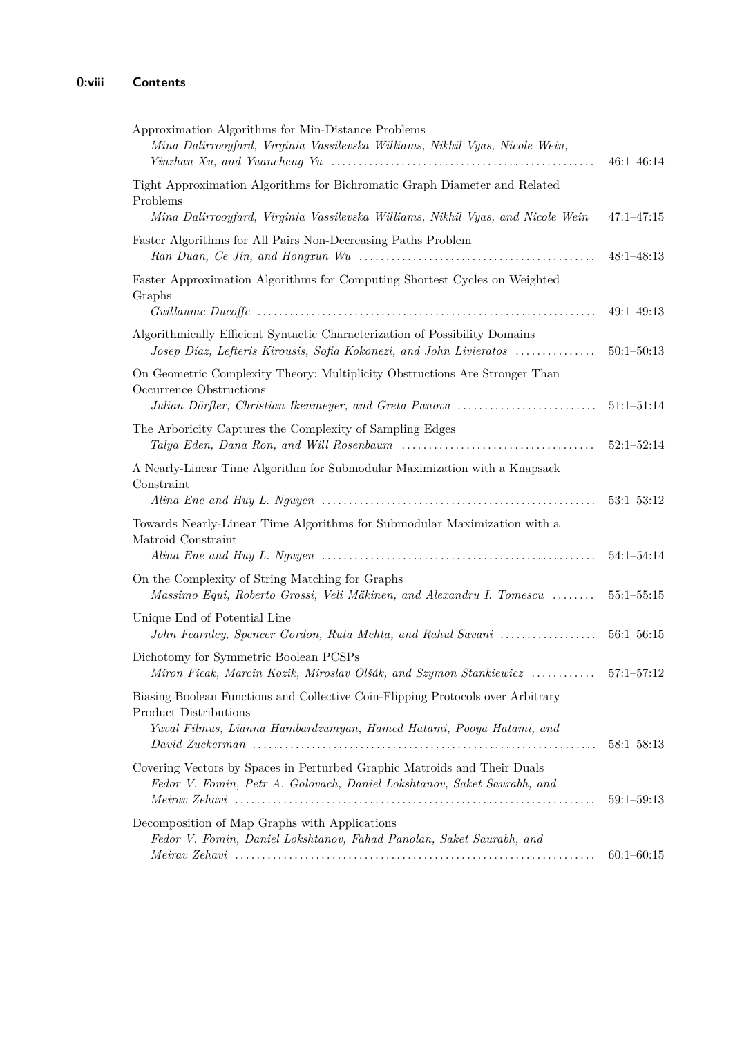Approximation Algorithms for Min-Distance Problems
*Mina Dalirrooyfard, Virginia Vassilevska Williams, Nikhil Vyas, Nicole Wein, Yinzhan Xu, and Yuancheng Yu* ........ 46:1–46:14

Tight Approximation Algorithms for Bichromatic Graph Diameter and Related Problems
*Mina Dalirrooyfard, Virginia Vassilevska Williams, Nikhil Vyas, and Nicole Wein* 47:1–47:15

Faster Algorithms for All Pairs Non-Decreasing Paths Problem
*Ran Duan, Ce Jin, and Hongxun Wu* ........ 48:1–48:13

Faster Approximation Algorithms for Computing Shortest Cycles on Weighted Graphs
*Guillaume Ducoffe* ........ 49:1–49:13

Algorithmically Efficient Syntactic Characterization of Possibility Domains
*Josep Díaz, Lefteris Kirousis, Sofia Kokonezi, and John Livieratos* ........ 50:1–50:13

On Geometric Complexity Theory: Multiplicity Obstructions Are Stronger Than Occurrence Obstructions
*Julian Dörfler, Christian Ikenmeyer, and Greta Panova* ........ 51:1–51:14

The Arboricity Captures the Complexity of Sampling Edges
*Talya Eden, Dana Ron, and Will Rosenbaum* ........ 52:1–52:14

A Nearly-Linear Time Algorithm for Submodular Maximization with a Knapsack Constraint
*Alina Ene and Huy L. Nguyen* ........ 53:1–53:12

Towards Nearly-Linear Time Algorithms for Submodular Maximization with a Matroid Constraint
*Alina Ene and Huy L. Nguyen* ........ 54:1–54:14

On the Complexity of String Matching for Graphs
*Massimo Equi, Roberto Grossi, Veli Mäkinen, and Alexandru I. Tomescu* ........ 55:1–55:15

Unique End of Potential Line
*John Fearnley, Spencer Gordon, Ruta Mehta, and Rahul Savani* ........ 56:1–56:15

Dichotomy for Symmetric Boolean PCSPs
*Miron Ficak, Marcin Kozik, Miroslav Olšák, and Szymon Stankiewicz* ........ 57:1–57:12

Biasing Boolean Functions and Collective Coin-Flipping Protocols over Arbitrary Product Distributions
*Yuval Filmus, Lianna Hambardzumyan, Hamed Hatami, Pooya Hatami, and David Zuckerman* ........ 58:1–58:13

Covering Vectors by Spaces in Perturbed Graphic Matroids and Their Duals
*Fedor V. Fomin, Petr A. Golovach, Daniel Lokshtanov, Saket Saurabh, and Meirav Zehavi* ........ 59:1–59:13

Decomposition of Map Graphs with Applications
*Fedor V. Fomin, Daniel Lokshtanov, Fahad Panolan, Saket Saurabh, and Meirav Zehavi* ........ 60:1–60:15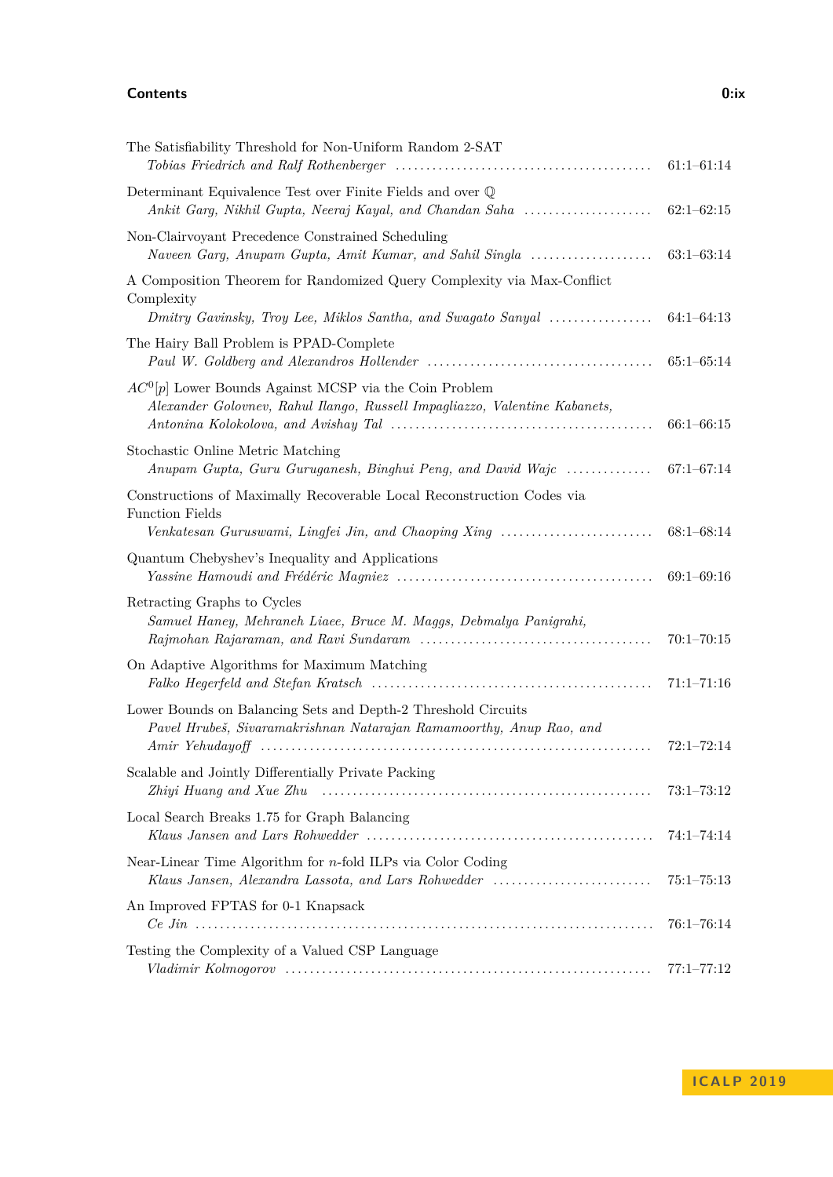The Satisfiability Threshold for Non-Uniform Random 2-SAT
*Tobias Friedrich and Ralf Rothenberger* ........................................... 61:1–61:14

Determinant Equivalence Test over Finite Fields and over $\mathbb{Q}$
*Ankit Garg, Nikhil Gupta, Neeraj Kayal, and Chandan Saha* ..................... 62:1–62:15

Non-Clairvoyant Precedence Constrained Scheduling
*Naveen Garg, Anupam Gupta, Amit Kumar, and Sahil Singla* .................... 63:1–63:14

A Composition Theorem for Randomized Query Complexity via Max-Conflict Complexity
*Dmitry Gavinsky, Troy Lee, Miklos Santha, and Swagato Sanyal* ................. 64:1–64:13

The Hairy Ball Problem is PPAD-Complete
*Paul W. Goldberg and Alexandros Hollender* ..................................... 65:1–65:14

$AC^0[p]$ Lower Bounds Against MCSP via the Coin Problem
*Alexander Golovnev, Rahul Ilango, Russell Impagliazzo, Valentine Kabanets, Antonina Kolokolova, and Avishay Tal* ........................................... 66:1–66:15

Stochastic Online Metric Matching
*Anupam Gupta, Guru Guruganesh, Binghui Peng, and David Wajc* .............. 67:1–67:14

Constructions of Maximally Recoverable Local Reconstruction Codes via Function Fields
*Venkatesan Guruswami, Lingfei Jin, and Chaoping Xing* ......................... 68:1–68:14

Quantum Chebyshev's Inequality and Applications
*Yassine Hamoudi and Frédéric Magniez* .......................................... 69:1–69:16

Retracting Graphs to Cycles
*Samuel Haney, Mehraneh Liaee, Bruce M. Maggs, Debmalya Panigrahi, Rajmohan Rajaraman, and Ravi Sundaram* ...................................... 70:1–70:15

On Adaptive Algorithms for Maximum Matching
*Falko Hegerfeld and Stefan Kratsch* ............................................. 71:1–71:16

Lower Bounds on Balancing Sets and Depth-2 Threshold Circuits
*Pavel Hrubeš, Sivaramakrishnan Natarajan Ramamoorthy, Anup Rao, and Amir Yehudayoff* ................................................................. 72:1–72:14

Scalable and Jointly Differentially Private Packing
*Zhiyi Huang and Xue Zhu* ...................................................... 73:1–73:12

Local Search Breaks 1.75 for Graph Balancing
*Klaus Jansen and Lars Rohwedder* ............................................... 74:1–74:14

Near-Linear Time Algorithm for $n$-fold ILPs via Color Coding
*Klaus Jansen, Alexandra Lassota, and Lars Rohwedder* ........................... 75:1–75:13

An Improved FPTAS for 0-1 Knapsack
*Ce Jin* ......................................................................... 76:1–76:14

Testing the Complexity of a Valued CSP Language
*Vladimir Kolmogorov* ........................................................... 77:1–77:12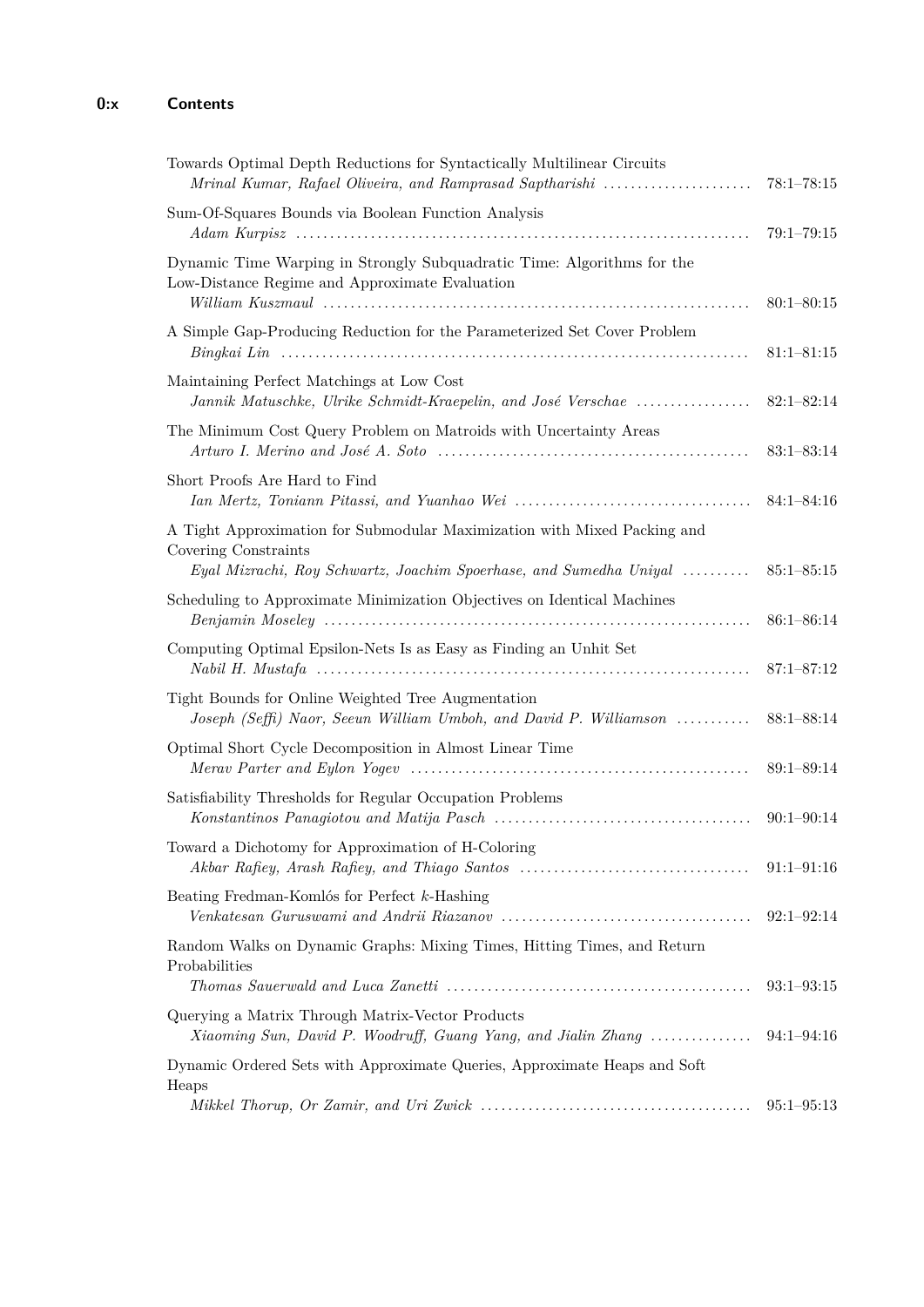Towards Optimal Depth Reductions for Syntactically Multilinear Circuits
*Mrinal Kumar, Rafael Oliveira, and Ramprasad Saptharishi* ...... 78:1–78:15

Sum-Of-Squares Bounds via Boolean Function Analysis
*Adam Kurpisz* ...... 79:1–79:15

Dynamic Time Warping in Strongly Subquadratic Time: Algorithms for the Low-Distance Regime and Approximate Evaluation
*William Kuszmaul* ...... 80:1–80:15

A Simple Gap-Producing Reduction for the Parameterized Set Cover Problem
*Bingkai Lin* ...... 81:1–81:15

Maintaining Perfect Matchings at Low Cost
*Jannik Matuschke, Ulrike Schmidt-Kraepelin, and José Verschae* ...... 82:1–82:14

The Minimum Cost Query Problem on Matroids with Uncertainty Areas
*Arturo I. Merino and José A. Soto* ...... 83:1–83:14

Short Proofs Are Hard to Find
*Ian Mertz, Toniann Pitassi, and Yuanhao Wei* ...... 84:1–84:16

A Tight Approximation for Submodular Maximization with Mixed Packing and Covering Constraints
*Eyal Mizrachi, Roy Schwartz, Joachim Spoerhase, and Sumedha Uniyal* ...... 85:1–85:15

Scheduling to Approximate Minimization Objectives on Identical Machines
*Benjamin Moseley* ...... 86:1–86:14

Computing Optimal Epsilon-Nets Is as Easy as Finding an Unhit Set
*Nabil H. Mustafa* ...... 87:1–87:12

Tight Bounds for Online Weighted Tree Augmentation
*Joseph (Seffi) Naor, Seeun William Umboh, and David P. Williamson* ...... 88:1–88:14

Optimal Short Cycle Decomposition in Almost Linear Time
*Merav Parter and Eylon Yogev* ...... 89:1–89:14

Satisfiability Thresholds for Regular Occupation Problems
*Konstantinos Panagiotou and Matija Pasch* ...... 90:1–90:14

Toward a Dichotomy for Approximation of H-Coloring
*Akbar Rafiey, Arash Rafiey, and Thiago Santos* ...... 91:1–91:16

Beating Fredman-Komlós for Perfect $k$-Hashing
*Venkatesan Guruswami and Andrii Riazanov* ...... 92:1–92:14

Random Walks on Dynamic Graphs: Mixing Times, Hitting Times, and Return Probabilities
*Thomas Sauerwald and Luca Zanetti* ...... 93:1–93:15

Querying a Matrix Through Matrix-Vector Products
*Xiaoming Sun, David P. Woodruff, Guang Yang, and Jialin Zhang* ...... 94:1–94:16

Dynamic Ordered Sets with Approximate Queries, Approximate Heaps and Soft Heaps
*Mikkel Thorup, Or Zamir, and Uri Zwick* ...... 95:1–95:13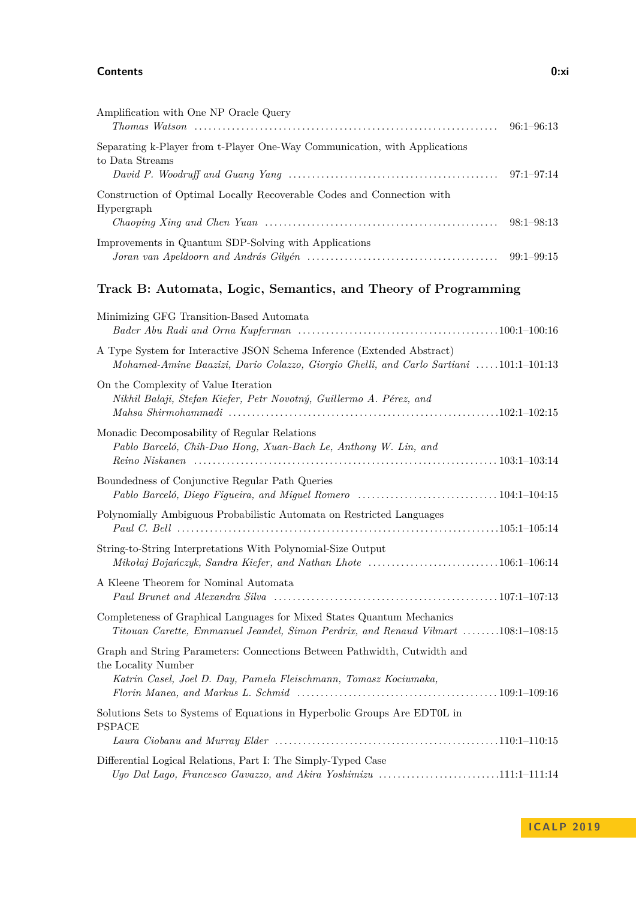Amplification with One NP Oracle Query
*Thomas Watson* ........ 96:1–96:13

Separating k-Player from t-Player One-Way Communication, with Applications to Data Streams
*David P. Woodruff and Guang Yang* ........ 97:1–97:14

Construction of Optimal Locally Recoverable Codes and Connection with Hypergraph
*Chaoping Xing and Chen Yuan* ........ 98:1–98:13

Improvements in Quantum SDP-Solving with Applications
*Joran van Apeldoorn and András Gilyén* ........ 99:1–99:15

## Track B: Automata, Logic, Semantics, and Theory of Programming

Minimizing GFG Transition-Based Automata
*Bader Abu Radi and Orna Kupferman* ........ 100:1–100:16

A Type System for Interactive JSON Schema Inference (Extended Abstract)
*Mohamed-Amine Baazizi, Dario Colazzo, Giorgio Ghelli, and Carlo Sartiani* ........ 101:1–101:13

On the Complexity of Value Iteration
*Nikhil Balaji, Stefan Kiefer, Petr Novotný, Guillermo A. Pérez, and Mahsa Shirmohammadi* ........ 102:1–102:15

Monadic Decomposability of Regular Relations
*Pablo Barceló, Chih-Duo Hong, Xuan-Bach Le, Anthony W. Lin, and Reino Niskanen* ........ 103:1–103:14

Boundedness of Conjunctive Regular Path Queries
*Pablo Barceló, Diego Figueira, and Miguel Romero* ........ 104:1–104:15

Polynomially Ambiguous Probabilistic Automata on Restricted Languages
*Paul C. Bell* ........ 105:1–105:14

String-to-String Interpretations With Polynomial-Size Output
*Mikołaj Bojańczyk, Sandra Kiefer, and Nathan Lhote* ........ 106:1–106:14

A Kleene Theorem for Nominal Automata
*Paul Brunet and Alexandra Silva* ........ 107:1–107:13

Completeness of Graphical Languages for Mixed States Quantum Mechanics
*Titouan Carette, Emmanuel Jeandel, Simon Perdrix, and Renaud Vilmart* ........ 108:1–108:15

Graph and String Parameters: Connections Between Pathwidth, Cutwidth and the Locality Number
*Katrin Casel, Joel D. Day, Pamela Fleischmann, Tomasz Kociumaka, Florin Manea, and Markus L. Schmid* ........ 109:1–109:16

Solutions Sets to Systems of Equations in Hyperbolic Groups Are EDT0L in PSPACE
*Laura Ciobanu and Murray Elder* ........ 110:1–110:15

Differential Logical Relations, Part I: The Simply-Typed Case
*Ugo Dal Lago, Francesco Gavazzo, and Akira Yoshimizu* ........ 111:1–111:14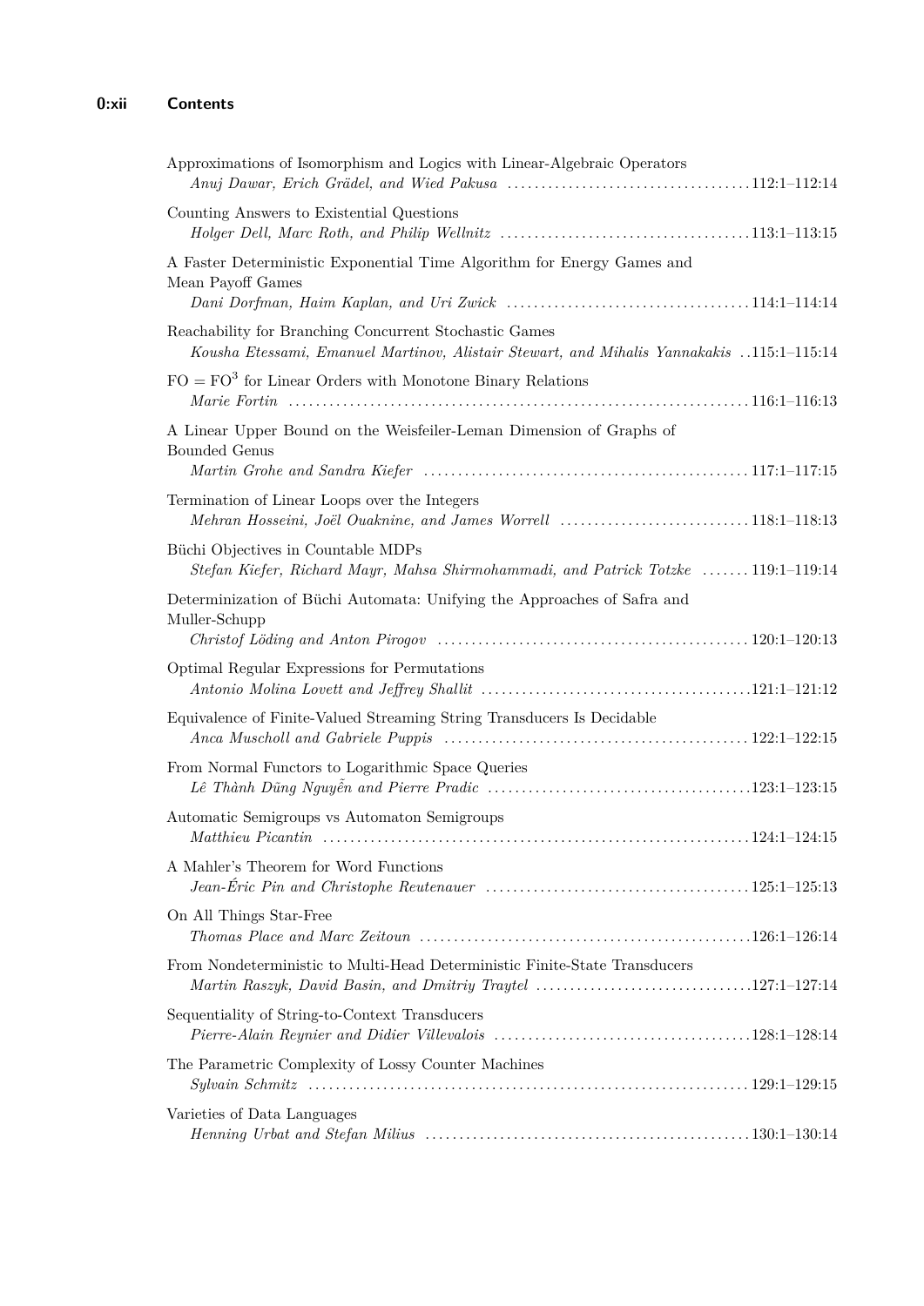Approximations of Isomorphism and Logics with Linear-Algebraic Operators
*Anuj Dawar, Erich Grädel, and Wied Pakusa* ..... 112:1–112:14

Counting Answers to Existential Questions
*Holger Dell, Marc Roth, and Philip Wellnitz* ..... 113:1–113:15

A Faster Deterministic Exponential Time Algorithm for Energy Games and Mean Payoff Games
*Dani Dorfman, Haim Kaplan, and Uri Zwick* ..... 114:1–114:14

Reachability for Branching Concurrent Stochastic Games
*Kousha Etessami, Emanuel Martinov, Alistair Stewart, and Mihalis Yannakakis* ..... 115:1–115:14

$\mathrm{FO} = \mathrm{FO}^3$ for Linear Orders with Monotone Binary Relations
*Marie Fortin* ..... 116:1–116:13

A Linear Upper Bound on the Weisfeiler-Leman Dimension of Graphs of Bounded Genus
*Martin Grohe and Sandra Kiefer* ..... 117:1–117:15

Termination of Linear Loops over the Integers
*Mehran Hosseini, Joël Ouaknine, and James Worrell* ..... 118:1–118:13

Büchi Objectives in Countable MDPs
*Stefan Kiefer, Richard Mayr, Mahsa Shirmohammadi, and Patrick Totzke* ..... 119:1–119:14

Determinization of Büchi Automata: Unifying the Approaches of Safra and Muller-Schupp
*Christof Löding and Anton Pirogov* ..... 120:1–120:13

Optimal Regular Expressions for Permutations
*Antonio Molina Lovett and Jeffrey Shallit* ..... 121:1–121:12

Equivalence of Finite-Valued Streaming String Transducers Is Decidable
*Anca Muscholl and Gabriele Puppis* ..... 122:1–122:15

From Normal Functors to Logarithmic Space Queries
*Lê Thành Dũng Nguyễn and Pierre Pradic* ..... 123:1–123:15

Automatic Semigroups vs Automaton Semigroups
*Matthieu Picantin* ..... 124:1–124:15

A Mahler's Theorem for Word Functions
*Jean-Éric Pin and Christophe Reutenauer* ..... 125:1–125:13

On All Things Star-Free
*Thomas Place and Marc Zeitoun* ..... 126:1–126:14

From Nondeterministic to Multi-Head Deterministic Finite-State Transducers
*Martin Raszyk, David Basin, and Dmitriy Traytel* ..... 127:1–127:14

Sequentiality of String-to-Context Transducers
*Pierre-Alain Reynier and Didier Villevalois* ..... 128:1–128:14

The Parametric Complexity of Lossy Counter Machines
*Sylvain Schmitz* ..... 129:1–129:15

Varieties of Data Languages
*Henning Urbat and Stefan Milius* ..... 130:1–130:14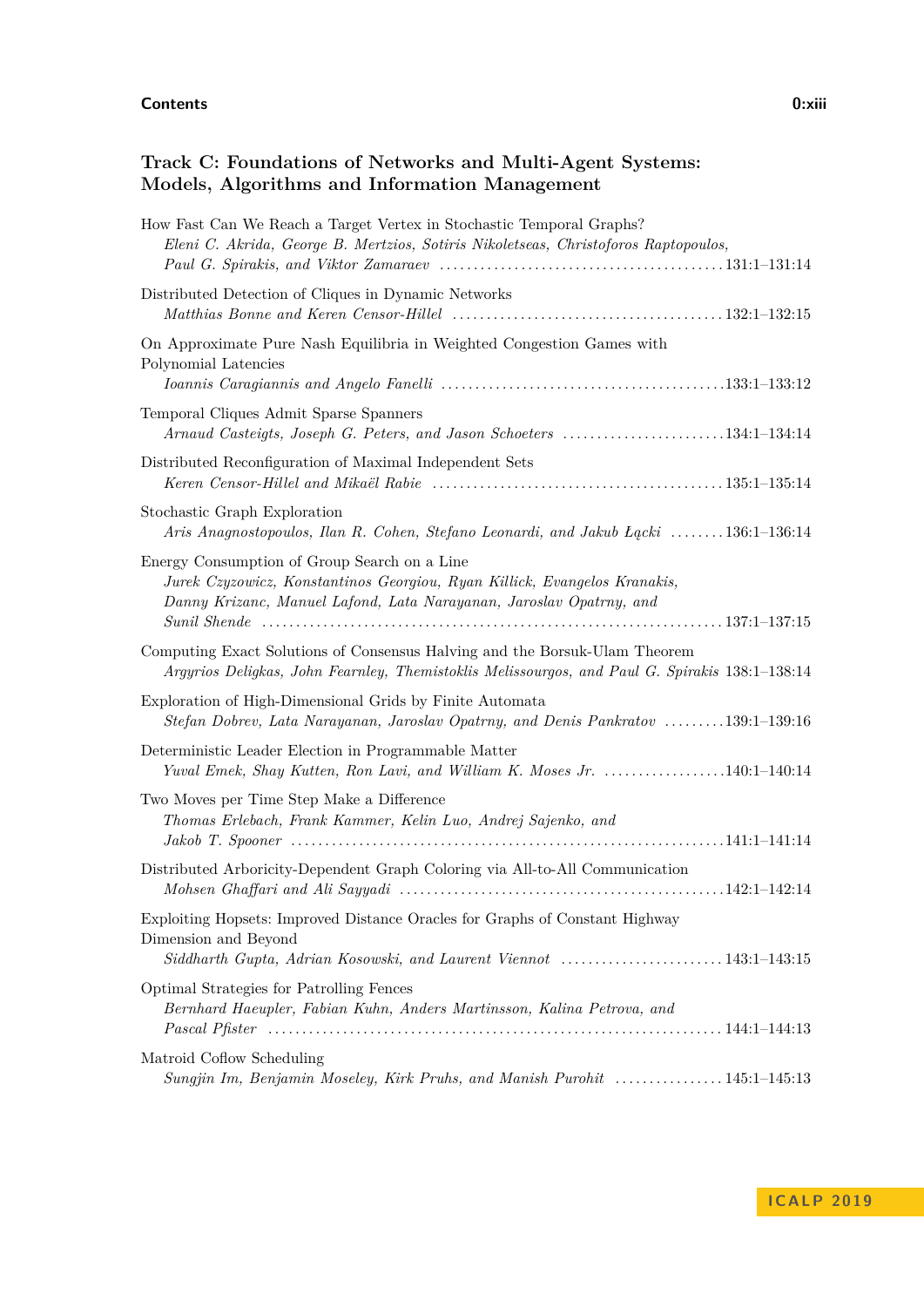## Track C: Foundations of Networks and Multi-Agent Systems: Models, Algorithms and Information Management

How Fast Can We Reach a Target Vertex in Stochastic Temporal Graphs?
*Eleni C. Akrida, George B. Mertzios, Sotiris Nikoletseas, Christoforos Raptopoulos, Paul G. Spirakis, and Viktor Zamaraev* ........ 131:1–131:14

Distributed Detection of Cliques in Dynamic Networks
*Matthias Bonne and Keren Censor-Hillel* ........ 132:1–132:15

On Approximate Pure Nash Equilibria in Weighted Congestion Games with Polynomial Latencies
*Ioannis Caragiannis and Angelo Fanelli* ........ 133:1–133:12

Temporal Cliques Admit Sparse Spanners
*Arnaud Casteigts, Joseph G. Peters, and Jason Schoeters* ........ 134:1–134:14

Distributed Reconfiguration of Maximal Independent Sets
*Keren Censor-Hillel and Mikaël Rabie* ........ 135:1–135:14

Stochastic Graph Exploration
*Aris Anagnostopoulos, Ilan R. Cohen, Stefano Leonardi, and Jakub Łącki* ........ 136:1–136:14

Energy Consumption of Group Search on a Line
*Jurek Czyzowicz, Konstantinos Georgiou, Ryan Killick, Evangelos Kranakis, Danny Krizanc, Manuel Lafond, Lata Narayanan, Jaroslav Opatrny, and Sunil Shende* ........ 137:1–137:15

Computing Exact Solutions of Consensus Halving and the Borsuk-Ulam Theorem
*Argyrios Deligkas, John Fearnley, Themistoklis Melissourgos, and Paul G. Spirakis* 138:1–138:14

Exploration of High-Dimensional Grids by Finite Automata
*Stefan Dobrev, Lata Narayanan, Jaroslav Opatrny, and Denis Pankratov* ........ 139:1–139:16

Deterministic Leader Election in Programmable Matter
*Yuval Emek, Shay Kutten, Ron Lavi, and William K. Moses Jr.* ........ 140:1–140:14

Two Moves per Time Step Make a Difference
*Thomas Erlebach, Frank Kammer, Kelin Luo, Andrej Sajenko, and Jakob T. Spooner* ........ 141:1–141:14

Distributed Arboricity-Dependent Graph Coloring via All-to-All Communication
*Mohsen Ghaffari and Ali Sayyadi* ........ 142:1–142:14

Exploiting Hopsets: Improved Distance Oracles for Graphs of Constant Highway Dimension and Beyond
*Siddharth Gupta, Adrian Kosowski, and Laurent Viennot* ........ 143:1–143:15

Optimal Strategies for Patrolling Fences
*Bernhard Haeupler, Fabian Kuhn, Anders Martinsson, Kalina Petrova, and Pascal Pfister* ........ 144:1–144:13

Matroid Coflow Scheduling
*Sungjin Im, Benjamin Moseley, Kirk Pruhs, and Manish Purohit* ........ 145:1–145:13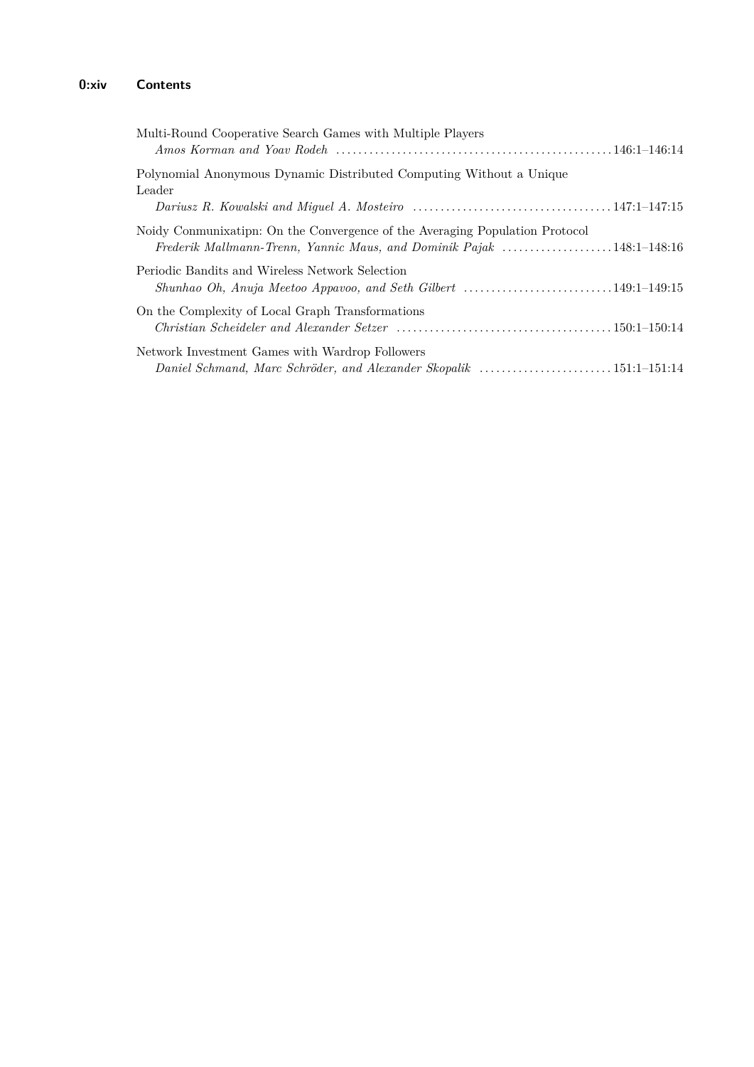Multi-Round Cooperative Search Games with Multiple Players
*Amos Korman and Yoav Rodeh* . . . . . . . . . . . . . . . . . . . . . . . . . . . . . . . . . . . . . . . . . . . . . . . . . . 146:1–146:14

Polynomial Anonymous Dynamic Distributed Computing Without a Unique Leader
*Dariusz R. Kowalski and Miguel A. Mosteiro* . . . . . . . . . . . . . . . . . . . . . . . . . . . . . . . . . . . . 147:1–147:15

Noidy Conmunixatipn: On the Convergence of the Averaging Population Protocol
*Frederik Mallmann-Trenn, Yannic Maus, and Dominik Pajak* . . . . . . . . . . . . . . . . . . . . 148:1–148:16

Periodic Bandits and Wireless Network Selection
*Shunhao Oh, Anuja Meetoo Appavoo, and Seth Gilbert* . . . . . . . . . . . . . . . . . . . . . . . . . . . 149:1–149:15

On the Complexity of Local Graph Transformations
*Christian Scheideler and Alexander Setzer* . . . . . . . . . . . . . . . . . . . . . . . . . . . . . . . . . . . . . . 150:1–150:14

Network Investment Games with Wardrop Followers
*Daniel Schmand, Marc Schröder, and Alexander Skopalik* . . . . . . . . . . . . . . . . . . . . . . . . 151:1–151:14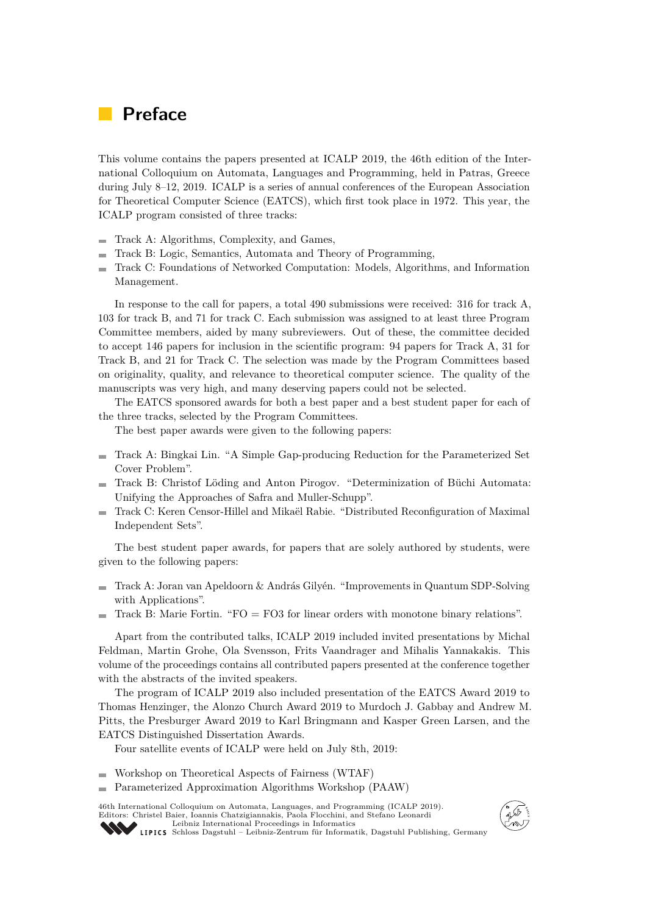# Preface

This volume contains the papers presented at ICALP 2019, the 46th edition of the International Colloquium on Automata, Languages and Programming, held in Patras, Greece during July 8–12, 2019. ICALP is a series of annual conferences of the European Association for Theoretical Computer Science (EATCS), which first took place in 1972. This year, the ICALP program consisted of three tracks:

- Track A: Algorithms, Complexity, and Games,
- Track B: Logic, Semantics, Automata and Theory of Programming,
- Track C: Foundations of Networked Computation: Models, Algorithms, and Information Management.

In response to the call for papers, a total 490 submissions were received: 316 for track A, 103 for track B, and 71 for track C. Each submission was assigned to at least three Program Committee members, aided by many subreviewers. Out of these, the committee decided to accept 146 papers for inclusion in the scientific program: 94 papers for Track A, 31 for Track B, and 21 for Track C. The selection was made by the Program Committees based on originality, quality, and relevance to theoretical computer science. The quality of the manuscripts was very high, and many deserving papers could not be selected.

The EATCS sponsored awards for both a best paper and a best student paper for each of the three tracks, selected by the Program Committees.

The best paper awards were given to the following papers:

- Track A: Bingkai Lin. "A Simple Gap-producing Reduction for the Parameterized Set Cover Problem".
- Track B: Christof Löding and Anton Pirogov. "Determinization of Büchi Automata: Unifying the Approaches of Safra and Muller-Schupp".
- Track C: Keren Censor-Hillel and Mikaël Rabie. "Distributed Reconfiguration of Maximal Independent Sets".

The best student paper awards, for papers that are solely authored by students, were given to the following papers:

- Track A: Joran van Apeldoorn & András Gilyén. "Improvements in Quantum SDP-Solving with Applications".
- Track B: Marie Fortin. "FO = FO3 for linear orders with monotone binary relations".

Apart from the contributed talks, ICALP 2019 included invited presentations by Michal Feldman, Martin Grohe, Ola Svensson, Frits Vaandrager and Mihalis Yannakakis. This volume of the proceedings contains all contributed papers presented at the conference together with the abstracts of the invited speakers.

The program of ICALP 2019 also included presentation of the EATCS Award 2019 to Thomas Henzinger, the Alonzo Church Award 2019 to Murdoch J. Gabbay and Andrew M. Pitts, the Presburger Award 2019 to Karl Bringmann and Kasper Green Larsen, and the EATCS Distinguished Dissertation Awards.

Four satellite events of ICALP were held on July 8th, 2019:

- Workshop on Theoretical Aspects of Fairness (WTAF)
- Parameterized Approximation Algorithms Workshop (PAAW)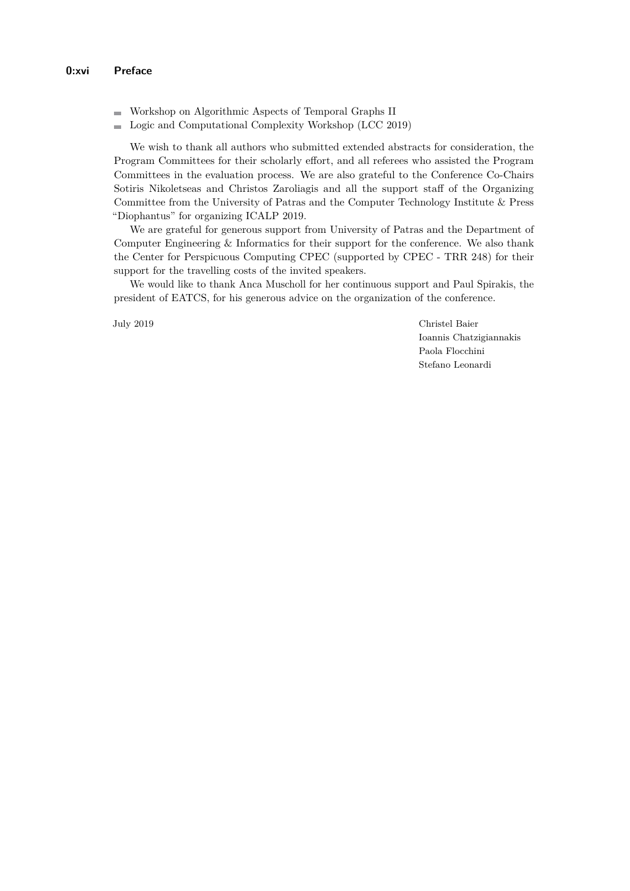- Workshop on Algorithmic Aspects of Temporal Graphs II
- Logic and Computational Complexity Workshop (LCC 2019)

We wish to thank all authors who submitted extended abstracts for consideration, the Program Committees for their scholarly effort, and all referees who assisted the Program Committees in the evaluation process. We are also grateful to the Conference Co-Chairs Sotiris Nikoletseas and Christos Zaroliagis and all the support staff of the Organizing Committee from the University of Patras and the Computer Technology Institute & Press "Diophantus" for organizing ICALP 2019.

We are grateful for generous support from University of Patras and the Department of Computer Engineering & Informatics for their support for the conference. We also thank the Center for Perspicuous Computing CPEC (supported by CPEC - TRR 248) for their support for the travelling costs of the invited speakers.

We would like to thank Anca Muscholl for her continuous support and Paul Spirakis, the president of EATCS, for his generous advice on the organization of the conference.

July 2019

Christel Baier
Ioannis Chatzigiannakis
Paola Flocchini
Stefano Leonardi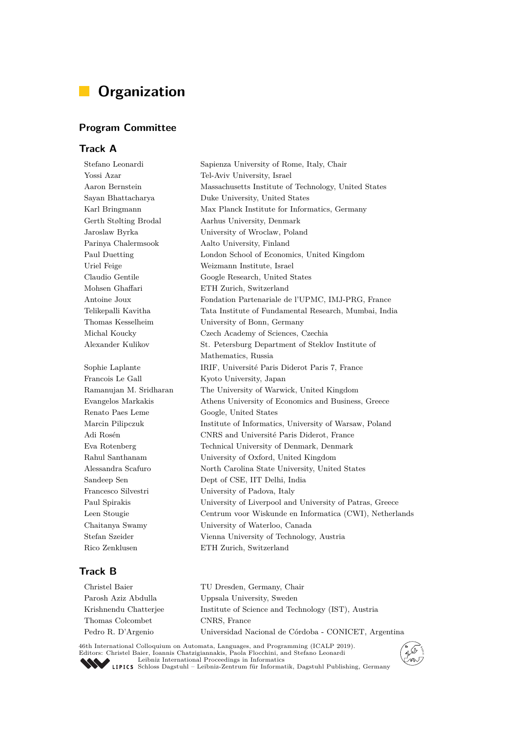# Organization

## Program Committee

### Track A

| | |
|---|---|
| Stefano Leonardi | Sapienza University of Rome, Italy, Chair |
| Yossi Azar | Tel-Aviv University, Israel |
| Aaron Bernstein | Massachusetts Institute of Technology, United States |
| Sayan Bhattacharya | Duke University, United States |
| Karl Bringmann | Max Planck Institute for Informatics, Germany |
| Gerth Stølting Brodal | Aarhus University, Denmark |
| Jaroslaw Byrka | University of Wroclaw, Poland |
| Parinya Chalermsook | Aalto University, Finland |
| Paul Duetting | London School of Economics, United Kingdom |
| Uriel Feige | Weizmann Institute, Israel |
| Claudio Gentile | Google Research, United States |
| Mohsen Ghaffari | ETH Zurich, Switzerland |
| Antoine Joux | Fondation Partenariale de l'UPMC, IMJ-PRG, France |
| Telikepalli Kavitha | Tata Institute of Fundamental Research, Mumbai, India |
| Thomas Kesselheim | University of Bonn, Germany |
| Michal Koucky | Czech Academy of Sciences, Czechia |
| Alexander Kulikov | St. Petersburg Department of Steklov Institute of Mathematics, Russia |
| Sophie Laplante | IRIF, Université Paris Diderot Paris 7, France |
| Francois Le Gall | Kyoto University, Japan |
| Ramanujan M. Sridharan | The University of Warwick, United Kingdom |
| Evangelos Markakis | Athens University of Economics and Business, Greece |
| Renato Paes Leme | Google, United States |
| Marcin Pilipczuk | Institute of Informatics, University of Warsaw, Poland |
| Adi Rosén | CNRS and Université Paris Diderot, France |
| Eva Rotenberg | Technical University of Denmark, Denmark |
| Rahul Santhanam | University of Oxford, United Kingdom |
| Alessandra Scafuro | North Carolina State University, United States |
| Sandeep Sen | Dept of CSE, IIT Delhi, India |
| Francesco Silvestri | University of Padova, Italy |
| Paul Spirakis | University of Liverpool and University of Patras, Greece |
| Leen Stougie | Centrum voor Wiskunde en Informatica (CWI), Netherlands |
| Chaitanya Swamy | University of Waterloo, Canada |
| Stefan Szeider | Vienna University of Technology, Austria |
| Rico Zenklusen | ETH Zurich, Switzerland |

### Track B

| | |
|---|---|
| Christel Baier | TU Dresden, Germany, Chair |
| Parosh Aziz Abdulla | Uppsala University, Sweden |
| Krishnendu Chatterjee | Institute of Science and Technology (IST), Austria |
| Thomas Colcombet | CNRS, France |
| Pedro R. D'Argenio | Universidad Nacional de Córdoba - CONICET, Argentina |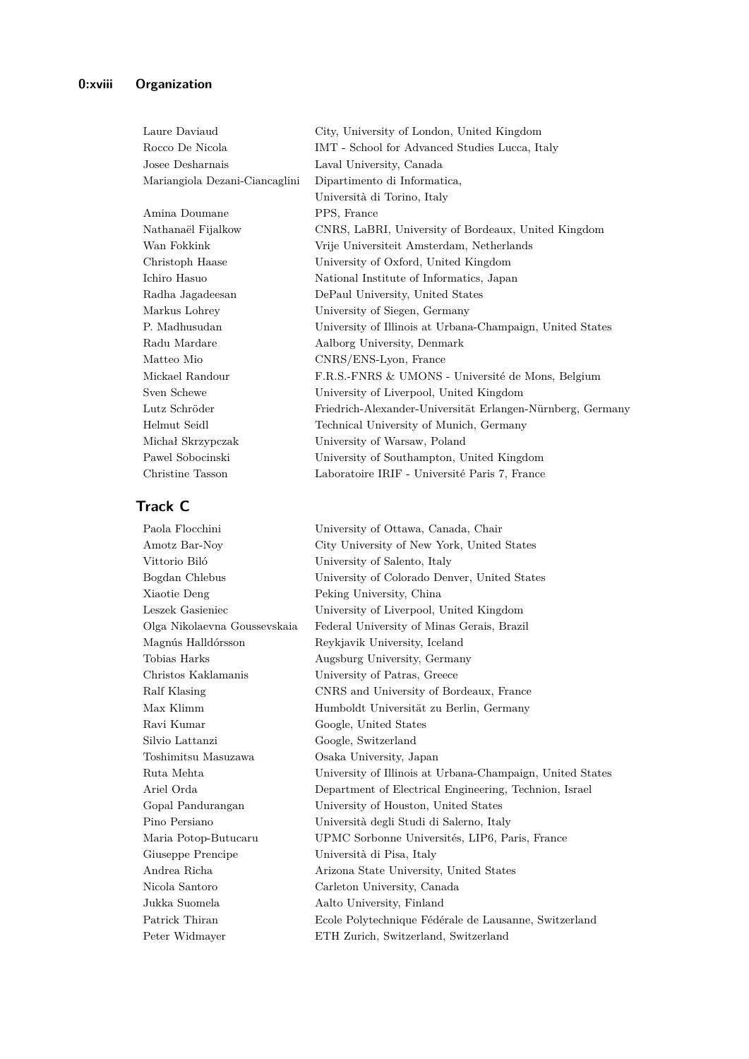| | |
|---|---|
| Laure Daviaud | City, University of London, United Kingdom |
| Rocco De Nicola | IMT - School for Advanced Studies Lucca, Italy |
| Josee Desharnais | Laval University, Canada |
| Mariangiola Dezani-Ciancaglini | Dipartimento di Informatica, Università di Torino, Italy |
| Amina Doumane | PPS, France |
| Nathanaël Fijalkow | CNRS, LaBRI, University of Bordeaux, United Kingdom |
| Wan Fokkink | Vrije Universiteit Amsterdam, Netherlands |
| Christoph Haase | University of Oxford, United Kingdom |
| Ichiro Hasuo | National Institute of Informatics, Japan |
| Radha Jagadeesan | DePaul University, United States |
| Markus Lohrey | University of Siegen, Germany |
| P. Madhusudan | University of Illinois at Urbana-Champaign, United States |
| Radu Mardare | Aalborg University, Denmark |
| Matteo Mio | CNRS/ENS-Lyon, France |
| Mickael Randour | F.R.S.-FNRS & UMONS - Université de Mons, Belgium |
| Sven Schewe | University of Liverpool, United Kingdom |
| Lutz Schröder | Friedrich-Alexander-Universität Erlangen-Nürnberg, Germany |
| Helmut Seidl | Technical University of Munich, Germany |
| Michał Skrzypczak | University of Warsaw, Poland |
| Pawel Sobocinski | University of Southampton, United Kingdom |
| Christine Tasson | Laboratoire IRIF - Université Paris 7, France |

## Track C

| | |
|---|---|
| Paola Flocchini | University of Ottawa, Canada, Chair |
| Amotz Bar-Noy | City University of New York, United States |
| Vittorio Biló | University of Salento, Italy |
| Bogdan Chlebus | University of Colorado Denver, United States |
| Xiaotie Deng | Peking University, China |
| Leszek Gasieniec | University of Liverpool, United Kingdom |
| Olga Nikolaevna Goussevskaia | Federal University of Minas Gerais, Brazil |
| Magnús Halldórsson | Reykjavik University, Iceland |
| Tobias Harks | Augsburg University, Germany |
| Christos Kaklamanis | University of Patras, Greece |
| Ralf Klasing | CNRS and University of Bordeaux, France |
| Max Klimm | Humboldt Universität zu Berlin, Germany |
| Ravi Kumar | Google, United States |
| Silvio Lattanzi | Google, Switzerland |
| Toshimitsu Masuzawa | Osaka University, Japan |
| Ruta Mehta | University of Illinois at Urbana-Champaign, United States |
| Ariel Orda | Department of Electrical Engineering, Technion, Israel |
| Gopal Pandurangan | University of Houston, United States |
| Pino Persiano | Università degli Studi di Salerno, Italy |
| Maria Potop-Butucaru | UPMC Sorbonne Universités, LIP6, Paris, France |
| Giuseppe Prencipe | Università di Pisa, Italy |
| Andrea Richa | Arizona State University, United States |
| Nicola Santoro | Carleton University, Canada |
| Jukka Suomela | Aalto University, Finland |
| Patrick Thiran | Ecole Polytechnique Fédérale de Lausanne, Switzerland |
| Peter Widmayer | ETH Zurich, Switzerland, Switzerland |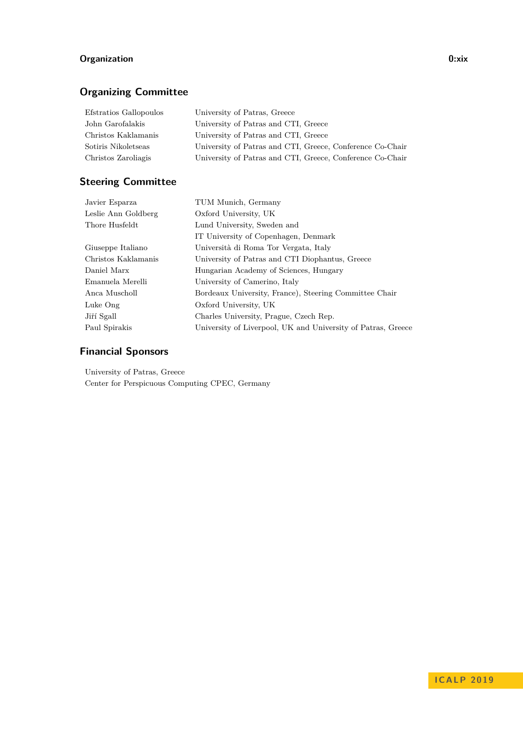## Organizing Committee

| | |
|---|---|
| Efstratios Gallopoulos | University of Patras, Greece |
| John Garofalakis | University of Patras and CTI, Greece |
| Christos Kaklamanis | University of Patras and CTI, Greece |
| Sotiris Nikoletseas | University of Patras and CTI, Greece, Conference Co-Chair |
| Christos Zaroliagis | University of Patras and CTI, Greece, Conference Co-Chair |

## Steering Committee

| | |
|---|---|
| Javier Esparza | TUM Munich, Germany |
| Leslie Ann Goldberg | Oxford University, UK |
| Thore Husfeldt | Lund University, Sweden and IT University of Copenhagen, Denmark |
| Giuseppe Italiano | Università di Roma Tor Vergata, Italy |
| Christos Kaklamanis | University of Patras and CTI Diophantus, Greece |
| Daniel Marx | Hungarian Academy of Sciences, Hungary |
| Emanuela Merelli | University of Camerino, Italy |
| Anca Muscholl | Bordeaux University, France), Steering Committee Chair |
| Luke Ong | Oxford University, UK |
| Jiří Sgall | Charles University, Prague, Czech Rep. |
| Paul Spirakis | University of Liverpool, UK and University of Patras, Greece |

## Financial Sponsors

University of Patras, Greece
Center for Perspicuous Computing CPEC, Germany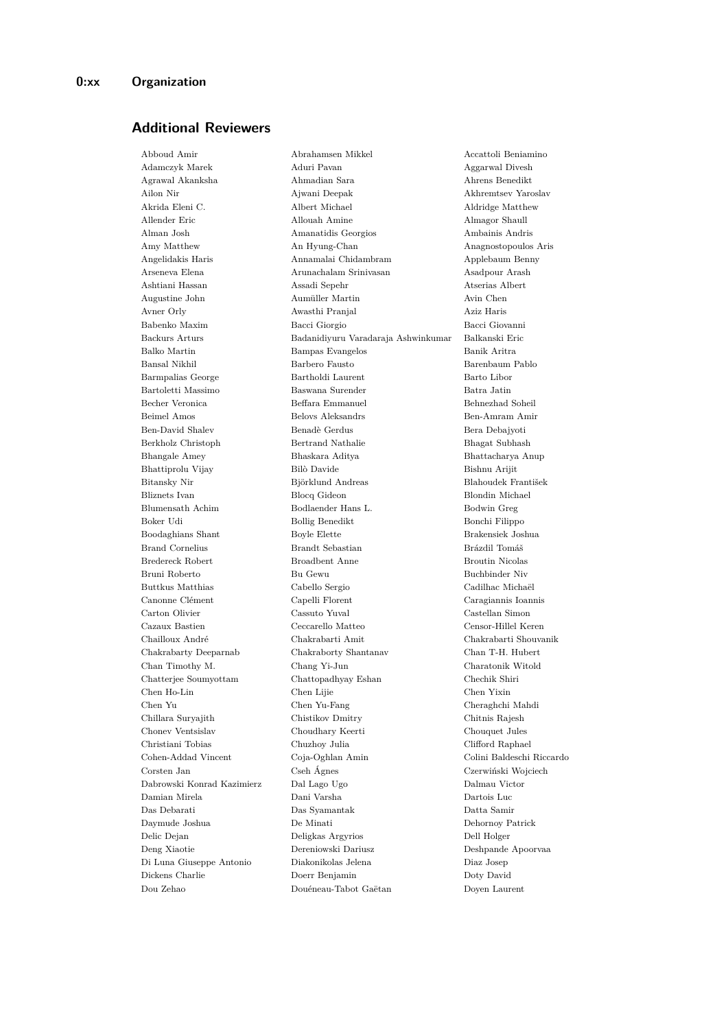## Additional Reviewers

Abboud Amir
Abrahamsen Mikkel
Accattoli Beniamino
Adamczyk Marek
Aduri Pavan
Aggarwal Divesh
Agrawal Akanksha
Ahmadian Sara
Ahrens Benedikt
Ailon Nir
Ajwani Deepak
Akhremtsev Yaroslav
Akrida Eleni C.
Albert Michael
Aldridge Matthew
Allender Eric
Allouah Amine
Almagor Shaull
Alman Josh
Amanatidis Georgios
Ambainis Andris
Amy Matthew
An Hyung-Chan
Anagnostopoulos Aris
Angelidakis Haris
Annamalai Chidambram
Applebaum Benny
Arseneva Elena
Arunachalam Srinivasan
Asadpour Arash
Ashtiani Hassan
Assadi Sepehr
Atserias Albert
Augustine John
Aumüller Martin
Avin Chen
Avner Orly
Awasthi Pranjal
Aziz Haris
Babenko Maxim
Bacci Giorgio
Bacci Giovanni
Backurs Arturs
Badanidiyuru Varadaraja Ashwinkumar
Balkanski Eric
Balko Martin
Bampas Evangelos
Banik Aritra
Bansal Nikhil
Barbero Fausto
Barenbaum Pablo
Barmpalias George
Bartholdi Laurent
Barto Libor
Bartoletti Massimo
Baswana Surender
Batra Jatin
Becher Veronica
Beffara Emmanuel
Behnezhad Soheil
Beimel Amos
Belovs Aleksandrs
Ben-Amram Amir
Ben-David Shalev
Benadè Gerdus
Bera Debajyoti
Berkholz Christoph
Bertrand Nathalie
Bhagat Subhash
Bhangale Amey
Bhaskara Aditya
Bhattacharya Anup
Bhattiprolu Vijay
Bilò Davide
Bishnu Arijit
Bitansky Nir
Björklund Andreas
Blahoudek František
Bliznets Ivan
Blocq Gideon
Blondin Michael
Blumensath Achim
Bodlaender Hans L.
Bodwin Greg
Boker Udi
Bollig Benedikt
Bonchi Filippo
Boodaghians Shant
Boyle Elette
Brakensiek Joshua
Brand Cornelius
Brandt Sebastian
Brázdil Tomáš
Bredereck Robert
Broadbent Anne
Broutin Nicolas
Bruni Roberto
Bu Gewu
Buchbinder Niv
Buttkus Matthias
Cabello Sergio
Cadilhac Michaël
Canonne Clément
Capelli Florent
Caragiannis Ioannis
Carton Olivier
Cassuto Yuval
Castellan Simon
Cazaux Bastien
Ceccarello Matteo
Censor-Hillel Keren
Chailloux André
Chakrabarti Amit
Chakrabarti Shouvanik
Chakrabarty Deeparnab
Chakraborty Shantanav
Chan T-H. Hubert
Chan Timothy M.
Chang Yi-Jun
Charatonik Witold
Chatterjee Soumyottam
Chattopadhyay Eshan
Chechik Shiri
Chen Ho-Lin
Chen Lijie
Chen Yixin
Chen Yu
Chen Yu-Fang
Cheraghchi Mahdi
Chillara Suryajith
Chistikov Dmitry
Chitnis Rajesh
Chonev Ventsislav
Choudhary Keerti
Chouquet Jules
Christiani Tobias
Chuzhoy Julia
Clifford Raphael
Cohen-Addad Vincent
Coja-Oghlan Amin
Colini Baldeschi Riccardo
Corsten Jan
Cseh Ágnes
Czerwiński Wojciech
Dabrowski Konrad Kazimierz
Dal Lago Ugo
Dalmau Victor
Damian Mirela
Dani Varsha
Dartois Luc
Das Debarati
Das Syamantak
Datta Samir
Daymude Joshua
De Minati
Dehornoy Patrick
Delic Dejan
Deligkas Argyrios
Dell Holger
Deng Xiaotie
Dereniowski Dariusz
Deshpande Apoorvaa
Di Luna Giuseppe Antonio
Diakonikolas Jelena
Diaz Josep
Dickens Charlie
Doerr Benjamin
Doty David
Dou Zehao
Douéneau-Tabot Gaëtan
Doyen Laurent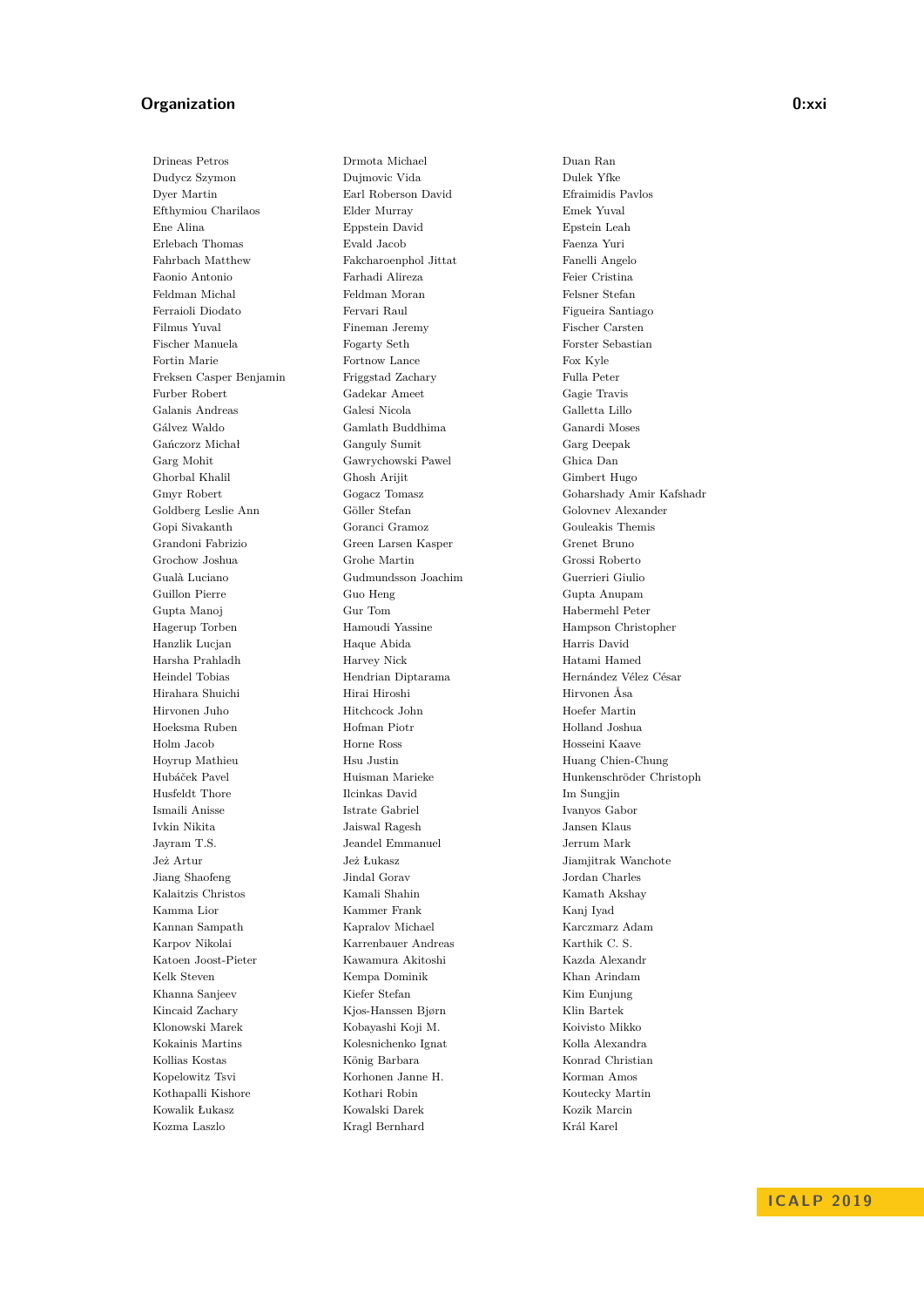Drineas Petros
Dudycz Szymon
Dyer Martin
Efthymiou Charilaos
Ene Alina
Erlebach Thomas
Fahrbach Matthew
Faonio Antonio
Feldman Michal
Ferraioli Diodato
Filmus Yuval
Fischer Manuela
Fortin Marie
Freksen Casper Benjamin
Furber Robert
Galanis Andreas
Gálvez Waldo
Gańczorz Michał
Garg Mohit
Ghorbal Khalil
Gmyr Robert
Goldberg Leslie Ann
Gopi Sivakanth
Grandoni Fabrizio
Grochow Joshua
Gualà Luciano
Guillon Pierre
Gupta Manoj
Hagerup Torben
Hanzlik Lucjan
Harsha Prahladh
Heindel Tobias
Hirahara Shuichi
Hirvonen Juho
Hoeksma Ruben
Holm Jacob
Hoyrup Mathieu
Hubáček Pavel
Husfeldt Thore
Ismaili Anisse
Ivkin Nikita
Jayram T.S.
Jeż Artur
Jiang Shaofeng
Kalaitzis Christos
Kamma Lior
Kannan Sampath
Karpov Nikolai
Katoen Joost-Pieter
Kelk Steven
Khanna Sanjeev
Kincaid Zachary
Klonowski Marek
Kokainis Martins
Kollias Kostas
Kopelowitz Tsvi
Kothapalli Kishore
Kowalik Łukasz
Kozma Laszlo
Drmota Michael
Dujmovic Vida
Earl Roberson David
Elder Murray
Eppstein David
Evald Jacob
Fakcharoenphol Jittat
Farhadi Alireza
Feldman Moran
Fervari Raul
Fineman Jeremy
Fogarty Seth
Fortnow Lance
Friggstad Zachary
Gadekar Ameet
Galesi Nicola
Gamlath Buddhima
Ganguly Sumit
Gawrychowski Pawel
Ghosh Arijit
Gogacz Tomasz
Göller Stefan
Goranci Gramoz
Green Larsen Kasper
Grohe Martin
Gudmundsson Joachim
Guo Heng
Gur Tom
Hamoudi Yassine
Haque Abida
Harvey Nick
Hendrian Diptarama
Hirai Hiroshi
Hitchcock John
Hofman Piotr
Horne Ross
Hsu Justin
Huisman Marieke
Ilcinkas David
Istrate Gabriel
Jaiswal Ragesh
Jeandel Emmanuel
Jeż Łukasz
Jindal Gorav
Kamali Shahin
Kammer Frank
Kapralov Michael
Karrenbauer Andreas
Kawamura Akitoshi
Kempa Dominik
Kiefer Stefan
Kjos-Hanssen Bjørn
Kobayashi Koji M.
Kolesnichenko Ignat
König Barbara
Korhonen Janne H.
Kothari Robin
Kowalski Darek
Kragl Bernhard
Duan Ran
Dulek Yfke
Efraimidis Pavlos
Emek Yuval
Epstein Leah
Faenza Yuri
Fanelli Angelo
Feier Cristina
Felsner Stefan
Figueira Santiago
Fischer Carsten
Forster Sebastian
Fox Kyle
Fulla Peter
Gagie Travis
Galletta Lillo
Ganardi Moses
Garg Deepak
Ghica Dan
Gimbert Hugo
Goharshady Amir Kafshadr
Golovnev Alexander
Gouleakis Themis
Grenet Bruno
Grossi Roberto
Guerrieri Giulio
Gupta Anupam
Habermehl Peter
Hampson Christopher
Harris David
Hatami Hamed
Hernández Vélez César
Hirvonen Åsa
Hoefer Martin
Holland Joshua
Hosseini Kaave
Huang Chien-Chung
Hunkenschröder Christoph
Im Sungjin
Ivanyos Gabor
Jansen Klaus
Jerrum Mark
Jiamjitrak Wanchote
Jordan Charles
Kamath Akshay
Kanj Iyad
Karczmarz Adam
Karthik C. S.
Kazda Alexandr
Khan Arindam
Kim Eunjung
Klin Bartek
Koivisto Mikko
Kolla Alexandra
Konrad Christian
Korman Amos
Koutecky Martin
Kozik Marcin
Král Karel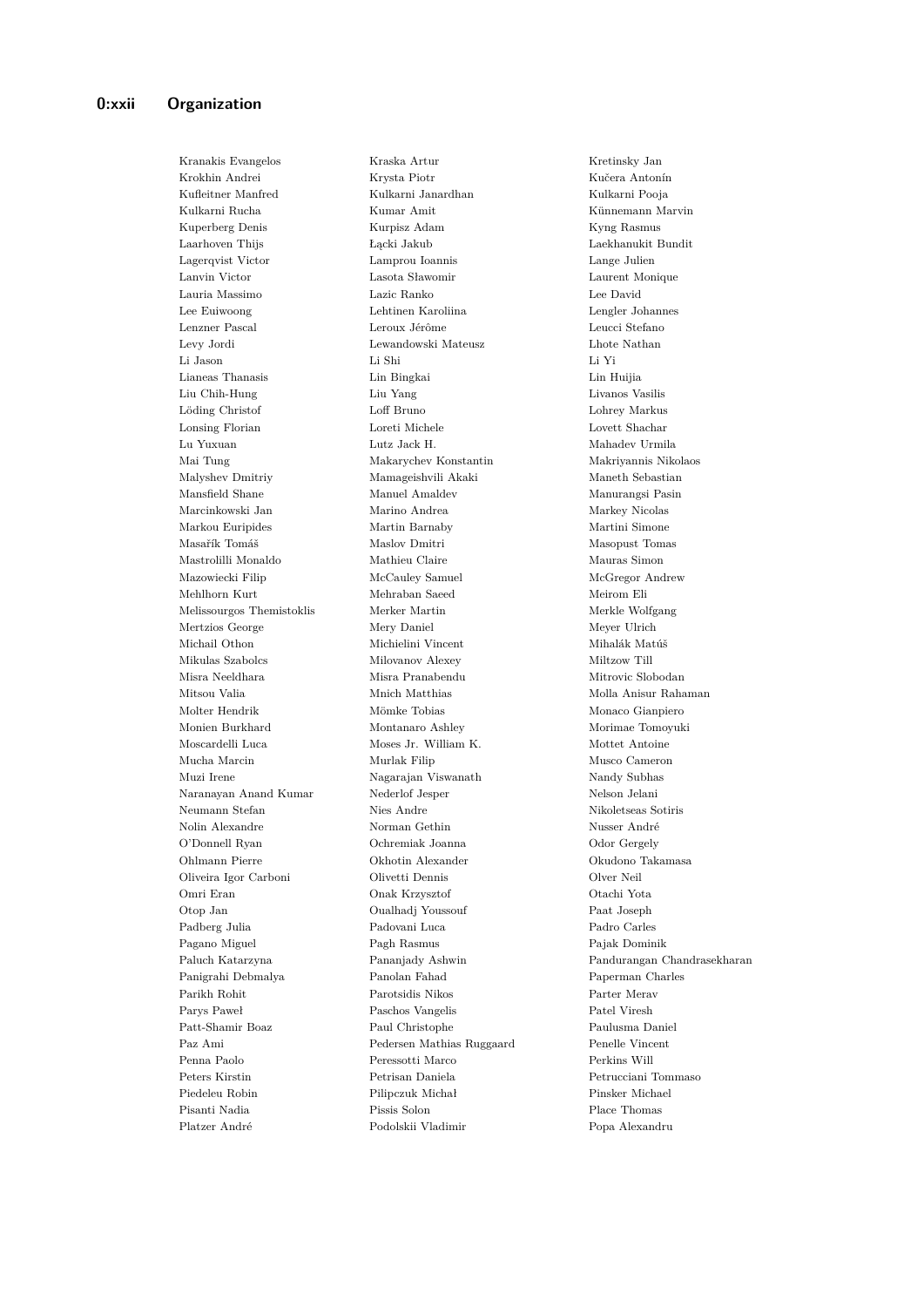Kranakis Evangelos
Kraska Artur
Kretinsky Jan
Krokhin Andrei
Krysta Piotr
Kučera Antonín
Kufleitner Manfred
Kulkarni Janardhan
Kulkarni Pooja
Kulkarni Rucha
Kumar Amit
Künnemann Marvin
Kuperberg Denis
Kurpisz Adam
Kyng Rasmus
Laarhoven Thijs
Łącki Jakub
Laekhanukit Bundit
Lagerqvist Victor
Lamprou Ioannis
Lange Julien
Lanvin Victor
Lasota Sławomir
Laurent Monique
Lauria Massimo
Lazic Ranko
Lee David
Lee Euiwoong
Lehtinen Karoliina
Lengler Johannes
Lenzner Pascal
Leroux Jérôme
Leucci Stefano
Levy Jordi
Lewandowski Mateusz
Lhote Nathan
Li Jason
Li Shi
Li Yi
Lianeas Thanasis
Lin Bingkai
Lin Huijia
Liu Chih-Hung
Liu Yang
Livanos Vasilis
Löding Christof
Loff Bruno
Lohrey Markus
Lonsing Florian
Loreti Michele
Lovett Shachar
Lu Yuxuan
Lutz Jack H.
Mahadev Urmila
Mai Tung
Makarychev Konstantin
Makriyannis Nikolaos
Malyshev Dmitriy
Mamageishvili Akaki
Maneth Sebastian
Mansfield Shane
Manuel Amaldev
Manurangsi Pasin
Marcinkowski Jan
Marino Andrea
Markey Nicolas
Markou Euripides
Martin Barnaby
Martini Simone
Masařík Tomáš
Maslov Dmitri
Masopust Tomas
Mastrolilli Monaldo
Mathieu Claire
Mauras Simon
Mazowiecki Filip
McCauley Samuel
McGregor Andrew
Mehlhorn Kurt
Mehraban Saeed
Meirom Eli
Melissourgos Themistoklis
Merker Martin
Merkle Wolfgang
Mertzios George
Mery Daniel
Meyer Ulrich
Michail Othon
Michielini Vincent
Mihalák Matúš
Mikulas Szabolcs
Milovanov Alexey
Miltzow Till
Misra Neeldhara
Misra Pranabendu
Mitrovic Slobodan
Mitsou Valia
Mnich Matthias
Molla Anisur Rahaman
Molter Hendrik
Mömke Tobias
Monaco Gianpiero
Monien Burkhard
Montanaro Ashley
Morimae Tomoyuki
Moscardelli Luca
Moses Jr. William K.
Mottet Antoine
Mucha Marcin
Murlak Filip
Musco Cameron
Muzi Irene
Nagarajan Viswanath
Nandy Subhas
Naranayan Anand Kumar
Nederlof Jesper
Nelson Jelani
Neumann Stefan
Nies Andre
Nikoletseas Sotiris
Nolin Alexandre
Norman Gethin
Nusser André
O'Donnell Ryan
Ochremiak Joanna
Odor Gergely
Ohlmann Pierre
Okhotin Alexander
Okudono Takamasa
Oliveira Igor Carboni
Olivetti Dennis
Olver Neil
Omri Eran
Onak Krzysztof
Otachi Yota
Otop Jan
Oualhadj Youssouf
Paat Joseph
Padberg Julia
Padovani Luca
Padro Carles
Pagano Miguel
Pagh Rasmus
Pajak Dominik
Paluch Katarzyna
Pananjady Ashwin
Pandurangan Chandrasekharan
Panigrahi Debmalya
Panolan Fahad
Paperman Charles
Parikh Rohit
Parotsidis Nikos
Parter Merav
Parys Paweł
Paschos Vangelis
Patel Viresh
Patt-Shamir Boaz
Paul Christophe
Paulusma Daniel
Paz Ami
Pedersen Mathias Ruggaard
Penelle Vincent
Penna Paolo
Peressotti Marco
Perkins Will
Peters Kirstin
Petrisan Daniela
Petrucciani Tommaso
Piedeleu Robin
Pilipczuk Michał
Pinsker Michael
Pisanti Nadia
Pissis Solon
Place Thomas
Platzer André
Podolskii Vladimir
Popa Alexandru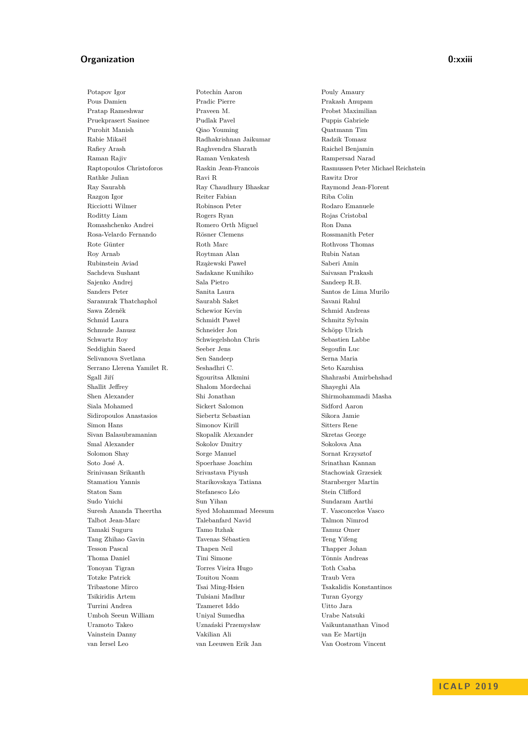Potapov Igor
Pous Damien
Pratap Rameshwar
Pruekprasert Sasinee
Purohit Manish
Rabie Mikaël
Rafiey Arash
Raman Rajiv
Raptopoulos Christoforos
Rathke Julian
Ray Saurabh
Razgon Igor
Ricciotti Wilmer
Roditty Liam
Romashchenko Andrei
Rosa-Velardo Fernando
Rote Günter
Roy Arnab
Rubinstein Aviad
Sachdeva Sushant
Sajenko Andrej
Sanders Peter
Saranurak Thatchaphol
Sawa Zdeněk
Schmid Laura
Schmude Janusz
Schwartz Roy
Seddighin Saeed
Selivanova Svetlana
Serrano Llerena Yamilet R.
Sgall Jiří
Shallit Jeffrey
Shen Alexander
Siala Mohamed
Sidiropoulos Anastasios
Simon Hans
Sivan Balasubramanian
Smal Alexander
Solomon Shay
Soto José A.
Srinivasan Srikanth
Stamatiou Yannis
Staton Sam
Sudo Yuichi
Suresh Ananda Theertha
Talbot Jean-Marc
Tamaki Suguru
Tang Zhihao Gavin
Tesson Pascal
Thoma Daniel
Tonoyan Tigran
Totzke Patrick
Tribastone Mirco
Tsikiridis Artem
Turrini Andrea
Umboh Seeun William
Uramoto Takeo
Vainstein Danny
van Iersel Leo

Potechin Aaron
Pradic Pierre
Praveen M.
Pudlak Pavel
Qiao Youming
Radhakrishnan Jaikumar
Raghvendra Sharath
Raman Venkatesh
Raskin Jean-Francois
Ravi R
Ray Chaudhury Bhaskar
Reiter Fabian
Robinson Peter
Rogers Ryan
Romero Orth Miguel
Rösner Clemens
Roth Marc
Roytman Alan
Rzążewski Paweł
Sadakane Kunihiko
Sala Pietro
Sanita Laura
Saurabh Saket
Schewior Kevin
Schmidt Paweł
Schneider Jon
Schwiegelshohn Chris
Seeber Jens
Sen Sandeep
Seshadhri C.
Sgouritsa Alkmini
Shalom Mordechai
Shi Jonathan
Sickert Salomon
Siebertz Sebastian
Simonov Kirill
Skopalik Alexander
Sokolov Dmitry
Sorge Manuel
Spoerhase Joachim
Srivastava Piyush
Starikovskaya Tatiana
Stefanesco Léo
Sun Yihan
Syed Mohammad Meesum
Talebanfard Navid
Tamo Itzhak
Tavenas Sébastien
Thapen Neil
Tini Simone
Torres Vieira Hugo
Touitou Noam
Tsai Ming-Hsien
Tulsiani Madhur
Tzameret Iddo
Uniyal Sumedha
Uznański Przemysław
Vakilian Ali
van Leeuwen Erik Jan

Pouly Amaury
Prakash Anupam
Probst Maximilian
Puppis Gabriele
Quatmann Tim
Radzik Tomasz
Raichel Benjamin
Rampersad Narad
Rasmussen Peter Michael Reichstein
Rawitz Dror
Raymond Jean-Florent
Riba Colin
Rodaro Emanuele
Rojas Cristobal
Ron Dana
Rossmanith Peter
Rothvoss Thomas
Rubin Natan
Saberi Amin
Saivasan Prakash
Sandeep R.B.
Santos de Lima Murilo
Savani Rahul
Schmid Andreas
Schmitz Sylvain
Schöpp Ulrich
Sebastien Labbe
Segoufin Luc
Serna Maria
Seto Kazuhisa
Shahrasbi Amirbehshad
Shayeghi Ala
Shirmohammadi Masha
Sidford Aaron
Sikora Jamie
Sitters Rene
Skretas George
Sokolova Ana
Sornat Krzysztof
Srinathan Kannan
Stachowiak Grzesiek
Starnberger Martin
Stein Clifford
Sundaram Aarthi
T. Vasconcelos Vasco
Talmon Nimrod
Tamuz Omer
Teng Yifeng
Thapper Johan
Tönnis Andreas
Toth Csaba
Traub Vera
Tsakalidis Konstantinos
Turan Gyorgy
Uitto Jara
Urabe Natsuki
Vaikuntanathan Vinod
van Ee Martijn
Van Oostrom Vincent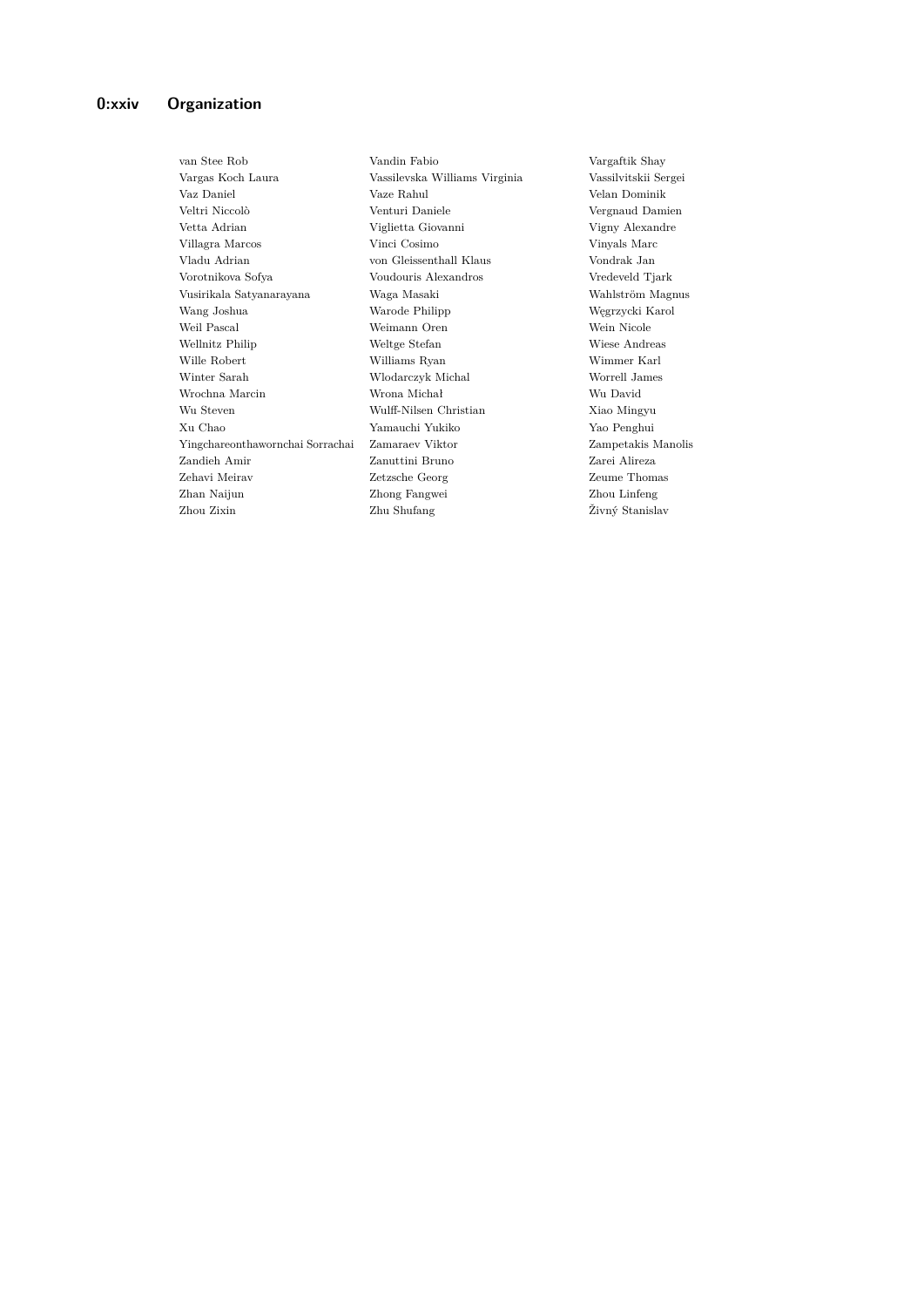van Stee Rob
Vandin Fabio
Vargaftik Shay
Vargas Koch Laura
Vassilevska Williams Virginia
Vassilvitskii Sergei
Vaz Daniel
Vaze Rahul
Velan Dominik
Veltri Niccolò
Venturi Daniele
Vergnaud Damien
Vetta Adrian
Viglietta Giovanni
Vigny Alexandre
Villagra Marcos
Vinci Cosimo
Vinyals Marc
Vladu Adrian
von Gleissenthall Klaus
Vondrak Jan
Vorotnikova Sofya
Voudouris Alexandros
Vredeveld Tjark
Vusirikala Satyanarayana
Waga Masaki
Wahlström Magnus
Wang Joshua
Warode Philipp
Węgrzycki Karol
Weil Pascal
Weimann Oren
Wein Nicole
Wellnitz Philip
Weltge Stefan
Wiese Andreas
Wille Robert
Williams Ryan
Wimmer Karl
Winter Sarah
Wlodarczyk Michal
Worrell James
Wrochna Marcin
Wrona Michał
Wu David
Wu Steven
Wulff-Nilsen Christian
Xiao Mingyu
Xu Chao
Yamauchi Yukiko
Yao Penghui
Yingchareonthawornchai Sorrachai
Zamaraev Viktor
Zampetakis Manolis
Zandieh Amir
Zanuttini Bruno
Zarei Alireza
Zehavi Meirav
Zetzsche Georg
Zeume Thomas
Zhan Naijun
Zhong Fangwei
Zhou Linfeng
Zhou Zixin
Zhu Shufang
Živný Stanislav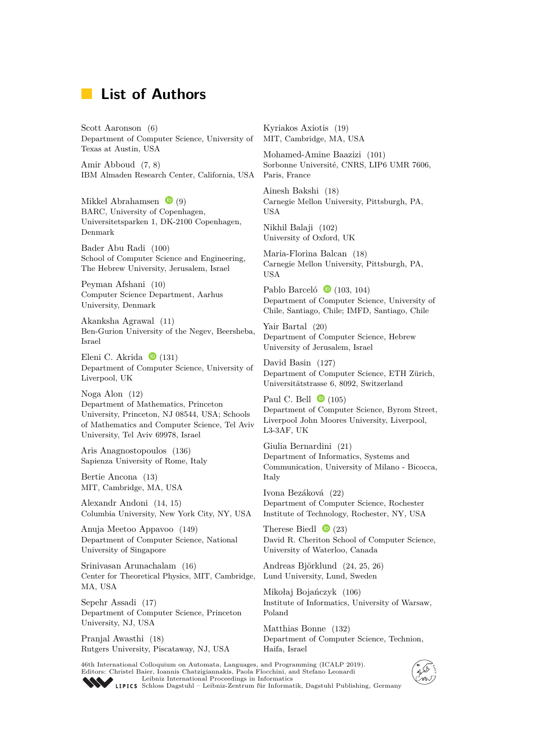# List of Authors

Scott Aaronson (6)
Department of Computer Science, University of Texas at Austin, USA

Amir Abboud (7, 8)
IBM Almaden Research Center, California, USA

Mikkel Abrahamsen (9)
BARC, University of Copenhagen, Universitetsparken 1, DK-2100 Copenhagen, Denmark

Bader Abu Radi (100)
School of Computer Science and Engineering, The Hebrew University, Jerusalem, Israel

Peyman Afshani (10)
Computer Science Department, Aarhus University, Denmark

Akanksha Agrawal (11)
Ben-Gurion University of the Negev, Beersheba, Israel

Eleni C. Akrida (131)
Department of Computer Science, University of Liverpool, UK

Noga Alon (12)
Department of Mathematics, Princeton University, Princeton, NJ 08544, USA; Schools of Mathematics and Computer Science, Tel Aviv University, Tel Aviv 69978, Israel

Aris Anagnostopoulos (136)
Sapienza University of Rome, Italy

Bertie Ancona (13)
MIT, Cambridge, MA, USA

Alexandr Andoni (14, 15)
Columbia University, New York City, NY, USA

Anuja Meetoo Appavoo (149)
Department of Computer Science, National University of Singapore

Srinivasan Arunachalam (16)
Center for Theoretical Physics, MIT, Cambridge, MA, USA

Sepehr Assadi (17)
Department of Computer Science, Princeton University, NJ, USA

Pranjal Awasthi (18)
Rutgers University, Piscataway, NJ, USA

Kyriakos Axiotis (19)
MIT, Cambridge, MA, USA

Mohamed-Amine Baazizi (101)
Sorbonne Université, CNRS, LIP6 UMR 7606, Paris, France

Ainesh Bakshi (18)
Carnegie Mellon University, Pittsburgh, PA, USA

Nikhil Balaji (102)
University of Oxford, UK

Maria-Florina Balcan (18)
Carnegie Mellon University, Pittsburgh, PA, USA

Pablo Barceló (103, 104)
Department of Computer Science, University of Chile, Santiago, Chile; IMFD, Santiago, Chile

Yair Bartal (20)
Department of Computer Science, Hebrew University of Jerusalem, Israel

David Basin (127)
Department of Computer Science, ETH Zürich, Universitätstrasse 6, 8092, Switzerland

Paul C. Bell (105)
Department of Computer Science, Byrom Street, Liverpool John Moores University, Liverpool, L3-3AF, UK

Giulia Bernardini (21)
Department of Informatics, Systems and Communication, University of Milano - Bicocca, Italy

Ivona Bezáková (22)
Department of Computer Science, Rochester Institute of Technology, Rochester, NY, USA

Therese Biedl (23)
David R. Cheriton School of Computer Science, University of Waterloo, Canada

Andreas Björklund (24, 25, 26)
Lund University, Lund, Sweden

Mikołaj Bojańczyk (106)
Institute of Informatics, University of Warsaw, Poland

Matthias Bonne (132)
Department of Computer Science, Technion, Haifa, Israel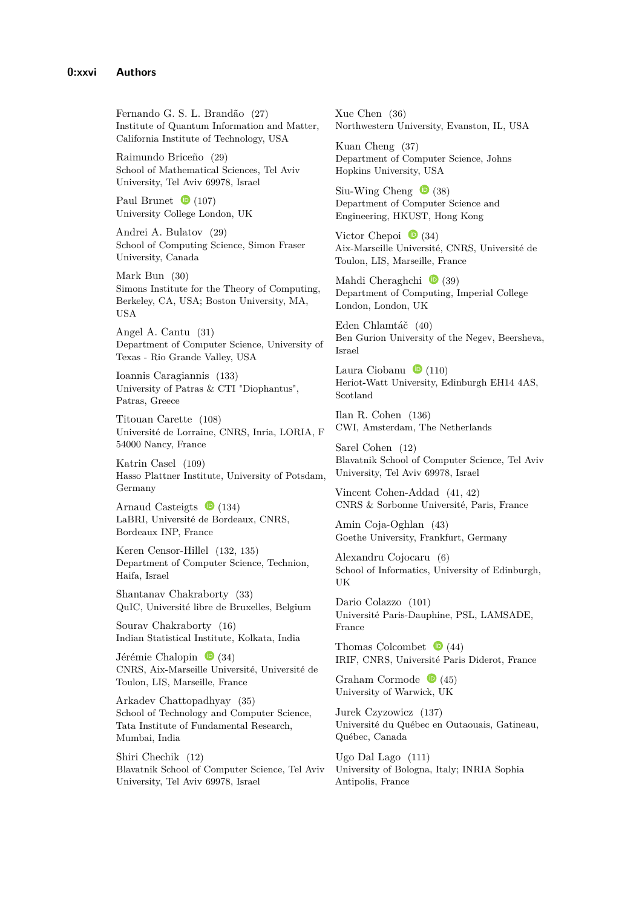Fernando G. S. L. Brandão (27)
Institute of Quantum Information and Matter, California Institute of Technology, USA

Raimundo Briceño (29)
School of Mathematical Sciences, Tel Aviv University, Tel Aviv 69978, Israel

Paul Brunet (107)
University College London, UK

Andrei A. Bulatov (29)
School of Computing Science, Simon Fraser University, Canada

Mark Bun (30)
Simons Institute for the Theory of Computing, Berkeley, CA, USA; Boston University, MA, USA

Angel A. Cantu (31)
Department of Computer Science, University of Texas - Rio Grande Valley, USA

Ioannis Caragiannis (133)
University of Patras & CTI "Diophantus", Patras, Greece

Titouan Carette (108)
Université de Lorraine, CNRS, Inria, LORIA, F 54000 Nancy, France

Katrin Casel (109)
Hasso Plattner Institute, University of Potsdam, Germany

Arnaud Casteigts (134)
LaBRI, Université de Bordeaux, CNRS, Bordeaux INP, France

Keren Censor-Hillel (132, 135)
Department of Computer Science, Technion, Haifa, Israel

Shantanav Chakraborty (33)
QuIC, Université libre de Bruxelles, Belgium

Sourav Chakraborty (16)
Indian Statistical Institute, Kolkata, India

Jérémie Chalopin (34)
CNRS, Aix-Marseille Université, Université de Toulon, LIS, Marseille, France

Arkadev Chattopadhyay (35)
School of Technology and Computer Science, Tata Institute of Fundamental Research, Mumbai, India

Shiri Chechik (12)
Blavatnik School of Computer Science, Tel Aviv University, Tel Aviv 69978, Israel

Xue Chen (36)
Northwestern University, Evanston, IL, USA

Kuan Cheng (37)
Department of Computer Science, Johns Hopkins University, USA

Siu-Wing Cheng (38)
Department of Computer Science and Engineering, HKUST, Hong Kong

Victor Chepoi (34)
Aix-Marseille Université, CNRS, Université de Toulon, LIS, Marseille, France

Mahdi Cheraghchi (39)
Department of Computing, Imperial College London, London, UK

Eden Chlamtáč (40)
Ben Gurion University of the Negev, Beersheva, Israel

Laura Ciobanu (110)
Heriot-Watt University, Edinburgh EH14 4AS, Scotland

Ilan R. Cohen (136)
CWI, Amsterdam, The Netherlands

Sarel Cohen (12)
Blavatnik School of Computer Science, Tel Aviv University, Tel Aviv 69978, Israel

Vincent Cohen-Addad (41, 42)
CNRS & Sorbonne Université, Paris, France

Amin Coja-Oghlan (43)
Goethe University, Frankfurt, Germany

Alexandru Cojocaru (6)
School of Informatics, University of Edinburgh, UK

Dario Colazzo (101)
Université Paris-Dauphine, PSL, LAMSADE, France

Thomas Colcombet (44)
IRIF, CNRS, Université Paris Diderot, France

Graham Cormode (45)
University of Warwick, UK

Jurek Czyzowicz (137)
Université du Québec en Outaouais, Gatineau, Québec, Canada

Ugo Dal Lago (111)
University of Bologna, Italy; INRIA Sophia Antipolis, France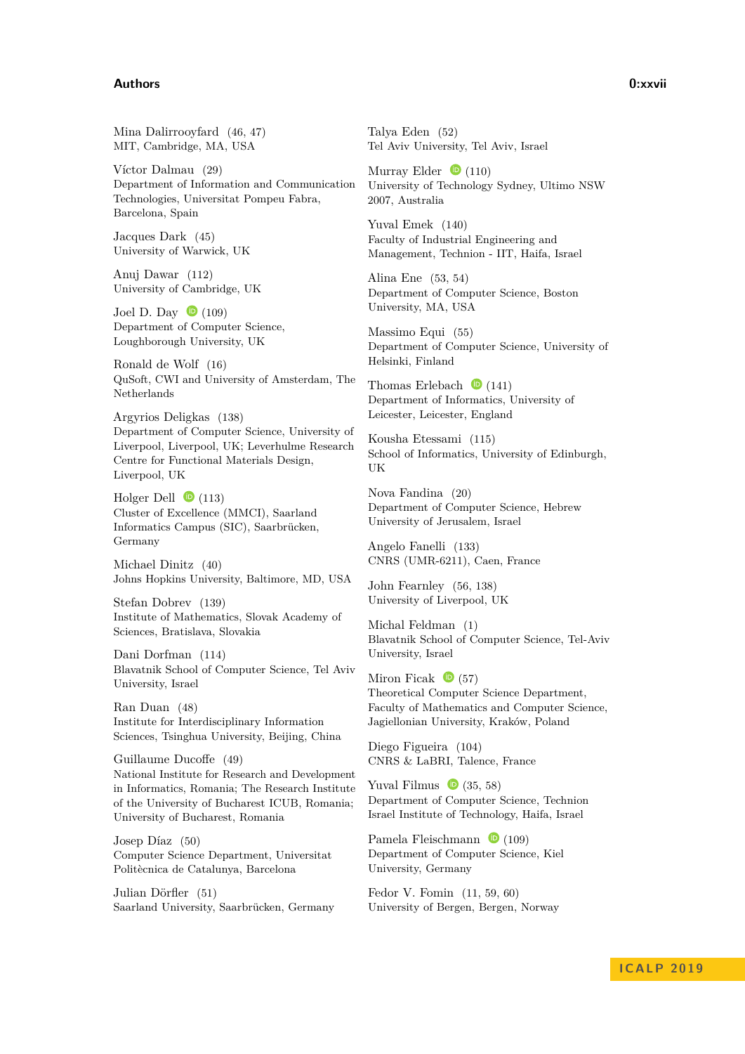Mina Dalirrooyfard (46, 47)
MIT, Cambridge, MA, USA

Víctor Dalmau (29)
Department of Information and Communication Technologies, Universitat Pompeu Fabra, Barcelona, Spain

Jacques Dark (45)
University of Warwick, UK

Anuj Dawar (112)
University of Cambridge, UK

Joel D. Day (109)
Department of Computer Science, Loughborough University, UK

Ronald de Wolf (16)
QuSoft, CWI and University of Amsterdam, The Netherlands

Argyrios Deligkas (138)
Department of Computer Science, University of Liverpool, Liverpool, UK; Leverhulme Research Centre for Functional Materials Design, Liverpool, UK

Holger Dell (113)
Cluster of Excellence (MMCI), Saarland Informatics Campus (SIC), Saarbrücken, Germany

Michael Dinitz (40)
Johns Hopkins University, Baltimore, MD, USA

Stefan Dobrev (139)
Institute of Mathematics, Slovak Academy of Sciences, Bratislava, Slovakia

Dani Dorfman (114)
Blavatnik School of Computer Science, Tel Aviv University, Israel

Ran Duan (48)
Institute for Interdisciplinary Information Sciences, Tsinghua University, Beijing, China

Guillaume Ducoffe (49)
National Institute for Research and Development in Informatics, Romania; The Research Institute of the University of Bucharest ICUB, Romania; University of Bucharest, Romania

Josep Díaz (50)
Computer Science Department, Universitat Politècnica de Catalunya, Barcelona

Julian Dörfler (51)
Saarland University, Saarbrücken, Germany

Talya Eden (52)
Tel Aviv University, Tel Aviv, Israel

Murray Elder (110)
University of Technology Sydney, Ultimo NSW 2007, Australia

Yuval Emek (140)
Faculty of Industrial Engineering and Management, Technion - IIT, Haifa, Israel

Alina Ene (53, 54)
Department of Computer Science, Boston University, MA, USA

Massimo Equi (55)
Department of Computer Science, University of Helsinki, Finland

Thomas Erlebach (141)
Department of Informatics, University of Leicester, Leicester, England

Kousha Etessami (115)
School of Informatics, University of Edinburgh, UK

Nova Fandina (20)
Department of Computer Science, Hebrew University of Jerusalem, Israel

Angelo Fanelli (133)
CNRS (UMR-6211), Caen, France

John Fearnley (56, 138)
University of Liverpool, UK

Michal Feldman (1)
Blavatnik School of Computer Science, Tel-Aviv University, Israel

Miron Ficak (57)
Theoretical Computer Science Department, Faculty of Mathematics and Computer Science, Jagiellonian University, Kraków, Poland

Diego Figueira (104)
CNRS & LaBRI, Talence, France

Yuval Filmus (35, 58)
Department of Computer Science, Technion Israel Institute of Technology, Haifa, Israel

Pamela Fleischmann (109)
Department of Computer Science, Kiel University, Germany

Fedor V. Fomin (11, 59, 60)
University of Bergen, Bergen, Norway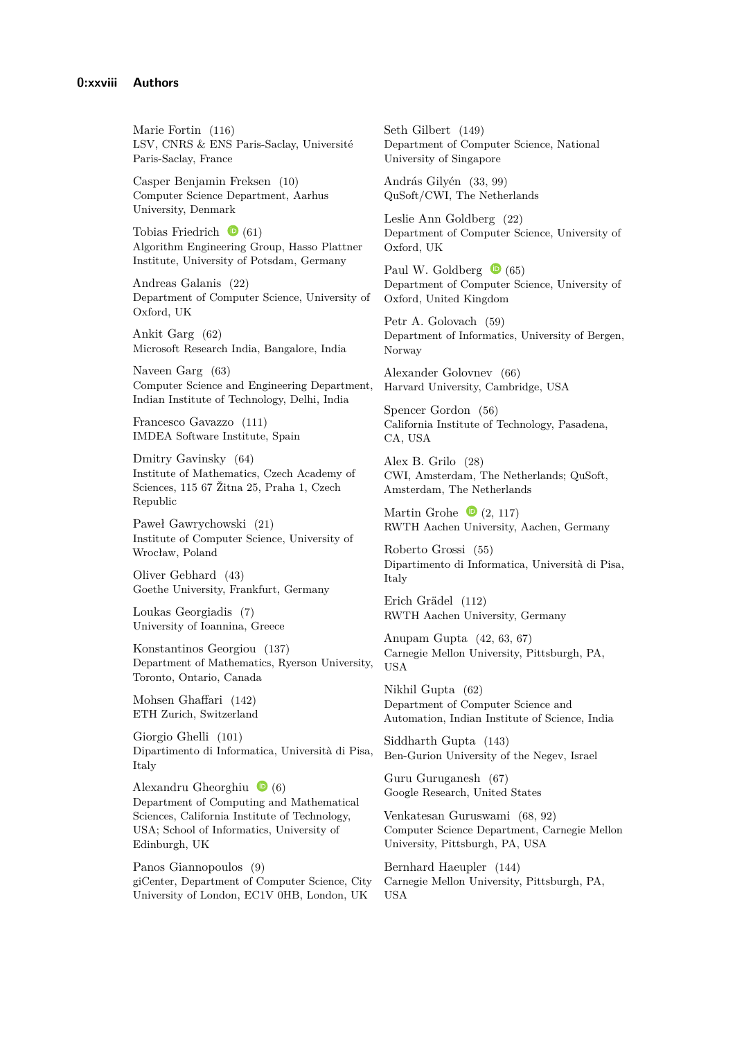Marie Fortin (116)
LSV, CNRS & ENS Paris-Saclay, Université Paris-Saclay, France

Casper Benjamin Freksen (10)
Computer Science Department, Aarhus University, Denmark

Tobias Friedrich (61)
Algorithm Engineering Group, Hasso Plattner Institute, University of Potsdam, Germany

Andreas Galanis (22)
Department of Computer Science, University of Oxford, UK

Ankit Garg (62)
Microsoft Research India, Bangalore, India

Naveen Garg (63)
Computer Science and Engineering Department, Indian Institute of Technology, Delhi, India

Francesco Gavazzo (111)
IMDEA Software Institute, Spain

Dmitry Gavinsky (64)
Institute of Mathematics, Czech Academy of Sciences, 115 67 Žitna 25, Praha 1, Czech Republic

Paweł Gawrychowski (21)
Institute of Computer Science, University of Wrocław, Poland

Oliver Gebhard (43)
Goethe University, Frankfurt, Germany

Loukas Georgiadis (7)
University of Ioannina, Greece

Konstantinos Georgiou (137)
Department of Mathematics, Ryerson University, Toronto, Ontario, Canada

Mohsen Ghaffari (142)
ETH Zurich, Switzerland

Giorgio Ghelli (101)
Dipartimento di Informatica, Università di Pisa, Italy

Alexandru Gheorghiu (6)
Department of Computing and Mathematical Sciences, California Institute of Technology, USA; School of Informatics, University of Edinburgh, UK

Panos Giannopoulos (9)
giCenter, Department of Computer Science, City University of London, EC1V 0HB, London, UK

Seth Gilbert (149)
Department of Computer Science, National University of Singapore

András Gilyén (33, 99)
QuSoft/CWI, The Netherlands

Leslie Ann Goldberg (22)
Department of Computer Science, University of Oxford, UK

Paul W. Goldberg (65)
Department of Computer Science, University of Oxford, United Kingdom

Petr A. Golovach (59)
Department of Informatics, University of Bergen, Norway

Alexander Golovnev (66)
Harvard University, Cambridge, USA

Spencer Gordon (56)
California Institute of Technology, Pasadena, CA, USA

Alex B. Grilo (28)
CWI, Amsterdam, The Netherlands; QuSoft, Amsterdam, The Netherlands

Martin Grohe (2, 117)
RWTH Aachen University, Aachen, Germany

Roberto Grossi (55)
Dipartimento di Informatica, Università di Pisa, Italy

Erich Grädel (112)
RWTH Aachen University, Germany

Anupam Gupta (42, 63, 67)
Carnegie Mellon University, Pittsburgh, PA, USA

Nikhil Gupta (62)
Department of Computer Science and Automation, Indian Institute of Science, India

Siddharth Gupta (143)
Ben-Gurion University of the Negev, Israel

Guru Guruganesh (67)
Google Research, United States

Venkatesan Guruswami (68, 92)
Computer Science Department, Carnegie Mellon University, Pittsburgh, PA, USA

Bernhard Haeupler (144)
Carnegie Mellon University, Pittsburgh, PA, USA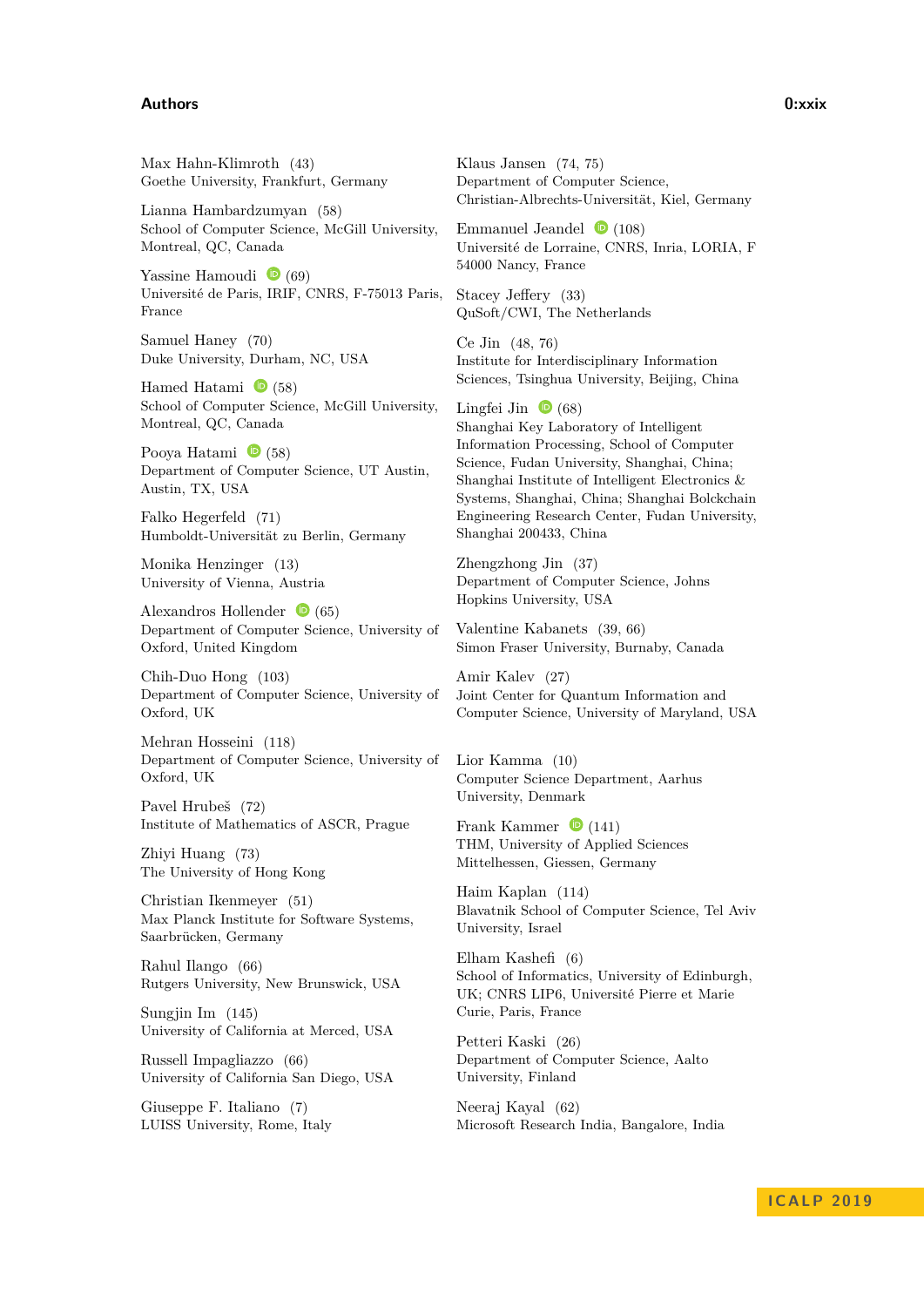Max Hahn-Klimroth (43)
Goethe University, Frankfurt, Germany

Lianna Hambardzumyan (58)
School of Computer Science, McGill University, Montreal, QC, Canada

Yassine Hamoudi (69)
Université de Paris, IRIF, CNRS, F-75013 Paris, France

Samuel Haney (70)
Duke University, Durham, NC, USA

Hamed Hatami (58)
School of Computer Science, McGill University, Montreal, QC, Canada

Pooya Hatami (58)
Department of Computer Science, UT Austin, Austin, TX, USA

Falko Hegerfeld (71)
Humboldt-Universität zu Berlin, Germany

Monika Henzinger (13)
University of Vienna, Austria

Alexandros Hollender (65)
Department of Computer Science, University of Oxford, United Kingdom

Chih-Duo Hong (103)
Department of Computer Science, University of Oxford, UK

Mehran Hosseini (118)
Department of Computer Science, University of Oxford, UK

Pavel Hrubeš (72)
Institute of Mathematics of ASCR, Prague

Zhiyi Huang (73)
The University of Hong Kong

Christian Ikenmeyer (51)
Max Planck Institute for Software Systems, Saarbrücken, Germany

Rahul Ilango (66)
Rutgers University, New Brunswick, USA

Sungjin Im (145)
University of California at Merced, USA

Russell Impagliazzo (66)
University of California San Diego, USA

Giuseppe F. Italiano (7)
LUISS University, Rome, Italy

Klaus Jansen (74, 75)
Department of Computer Science, Christian-Albrechts-Universität, Kiel, Germany

Emmanuel Jeandel (108)
Université de Lorraine, CNRS, Inria, LORIA, F 54000 Nancy, France

Stacey Jeffery (33)
QuSoft/CWI, The Netherlands

Ce Jin (48, 76)
Institute for Interdisciplinary Information Sciences, Tsinghua University, Beijing, China

Lingfei Jin (68)
Shanghai Key Laboratory of Intelligent Information Processing, School of Computer Science, Fudan University, Shanghai, China; Shanghai Institute of Intelligent Electronics & Systems, Shanghai, China; Shanghai Bolckchain Engineering Research Center, Fudan University, Shanghai 200433, China

Zhengzhong Jin (37)
Department of Computer Science, Johns Hopkins University, USA

Valentine Kabanets (39, 66)
Simon Fraser University, Burnaby, Canada

Amir Kalev (27)
Joint Center for Quantum Information and Computer Science, University of Maryland, USA

Lior Kamma (10)
Computer Science Department, Aarhus University, Denmark

Frank Kammer (141)
THM, University of Applied Sciences Mittelhessen, Giessen, Germany

Haim Kaplan (114)
Blavatnik School of Computer Science, Tel Aviv University, Israel

Elham Kashefi (6)
School of Informatics, University of Edinburgh, UK; CNRS LIP6, Université Pierre et Marie Curie, Paris, France

Petteri Kaski (26)
Department of Computer Science, Aalto University, Finland

Neeraj Kayal (62)
Microsoft Research India, Bangalore, India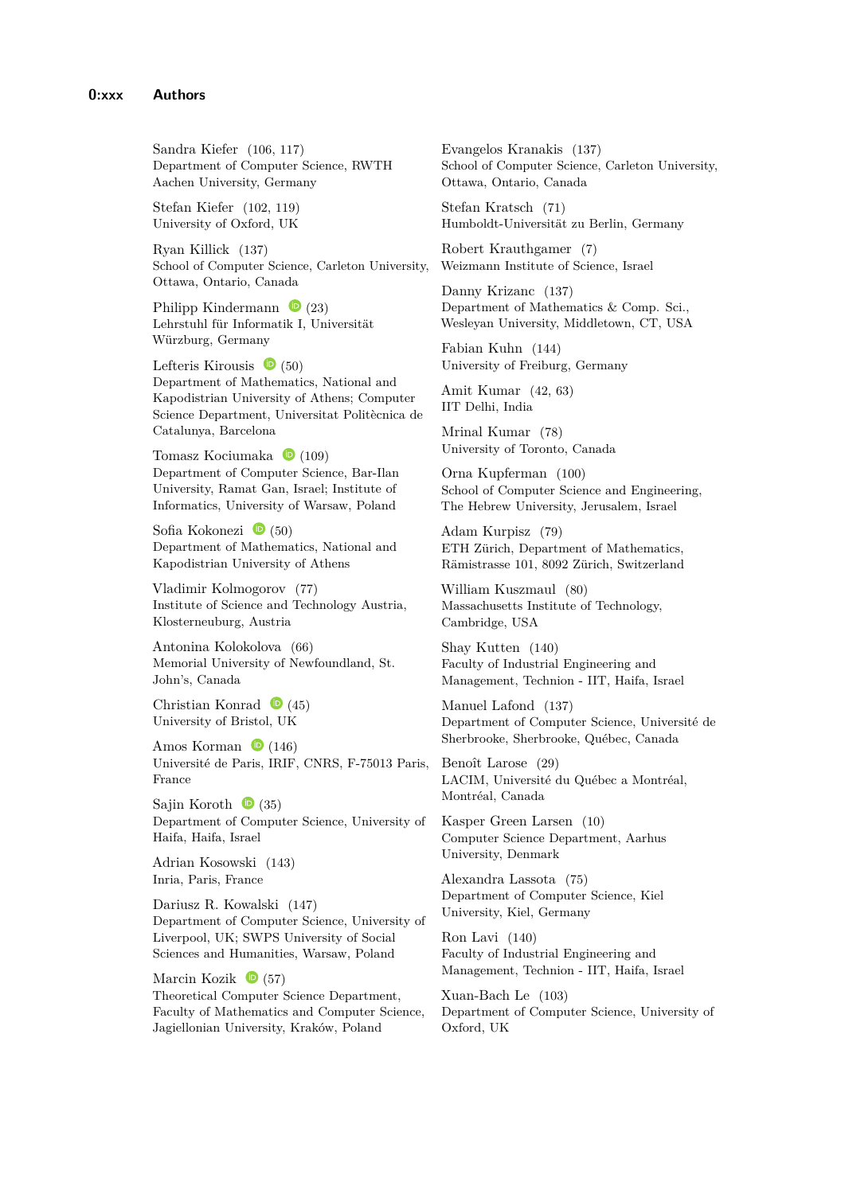Sandra Kiefer (106, 117)
Department of Computer Science, RWTH Aachen University, Germany

Stefan Kiefer (102, 119)
University of Oxford, UK

Ryan Killick (137)
School of Computer Science, Carleton University, Ottawa, Ontario, Canada

Philipp Kindermann (23)
Lehrstuhl für Informatik I, Universität Würzburg, Germany

Lefteris Kirousis (50)
Department of Mathematics, National and Kapodistrian University of Athens; Computer Science Department, Universitat Politècnica de Catalunya, Barcelona

Tomasz Kociumaka (109)
Department of Computer Science, Bar-Ilan University, Ramat Gan, Israel; Institute of Informatics, University of Warsaw, Poland

Sofia Kokonezi (50)
Department of Mathematics, National and Kapodistrian University of Athens

Vladimir Kolmogorov (77)
Institute of Science and Technology Austria, Klosterneuburg, Austria

Antonina Kolokolova (66)
Memorial University of Newfoundland, St. John's, Canada

Christian Konrad (45)
University of Bristol, UK

Amos Korman (146)
Université de Paris, IRIF, CNRS, F-75013 Paris, France

Sajin Koroth (35)
Department of Computer Science, University of Haifa, Haifa, Israel

Adrian Kosowski (143)
Inria, Paris, France

Dariusz R. Kowalski (147)
Department of Computer Science, University of Liverpool, UK; SWPS University of Social Sciences and Humanities, Warsaw, Poland

Marcin Kozik (57)
Theoretical Computer Science Department, Faculty of Mathematics and Computer Science, Jagiellonian University, Kraków, Poland

Evangelos Kranakis (137)
School of Computer Science, Carleton University, Ottawa, Ontario, Canada

Stefan Kratsch (71)
Humboldt-Universität zu Berlin, Germany

Robert Krauthgamer (7)
Weizmann Institute of Science, Israel

Danny Krizanc (137)
Department of Mathematics & Comp. Sci., Wesleyan University, Middletown, CT, USA

Fabian Kuhn (144)
University of Freiburg, Germany

Amit Kumar (42, 63)
IIT Delhi, India

Mrinal Kumar (78)
University of Toronto, Canada

Orna Kupferman (100)
School of Computer Science and Engineering, The Hebrew University, Jerusalem, Israel

Adam Kurpisz (79)
ETH Zürich, Department of Mathematics, Rämistrasse 101, 8092 Zürich, Switzerland

William Kuszmaul (80)
Massachusetts Institute of Technology, Cambridge, USA

Shay Kutten (140)
Faculty of Industrial Engineering and Management, Technion - IIT, Haifa, Israel

Manuel Lafond (137)
Department of Computer Science, Université de Sherbrooke, Sherbrooke, Québec, Canada

Benoît Larose (29)
LACIM, Université du Québec a Montréal, Montréal, Canada

Kasper Green Larsen (10)
Computer Science Department, Aarhus University, Denmark

Alexandra Lassota (75)
Department of Computer Science, Kiel University, Kiel, Germany

Ron Lavi (140)
Faculty of Industrial Engineering and Management, Technion - IIT, Haifa, Israel

Xuan-Bach Le (103)
Department of Computer Science, University of Oxford, UK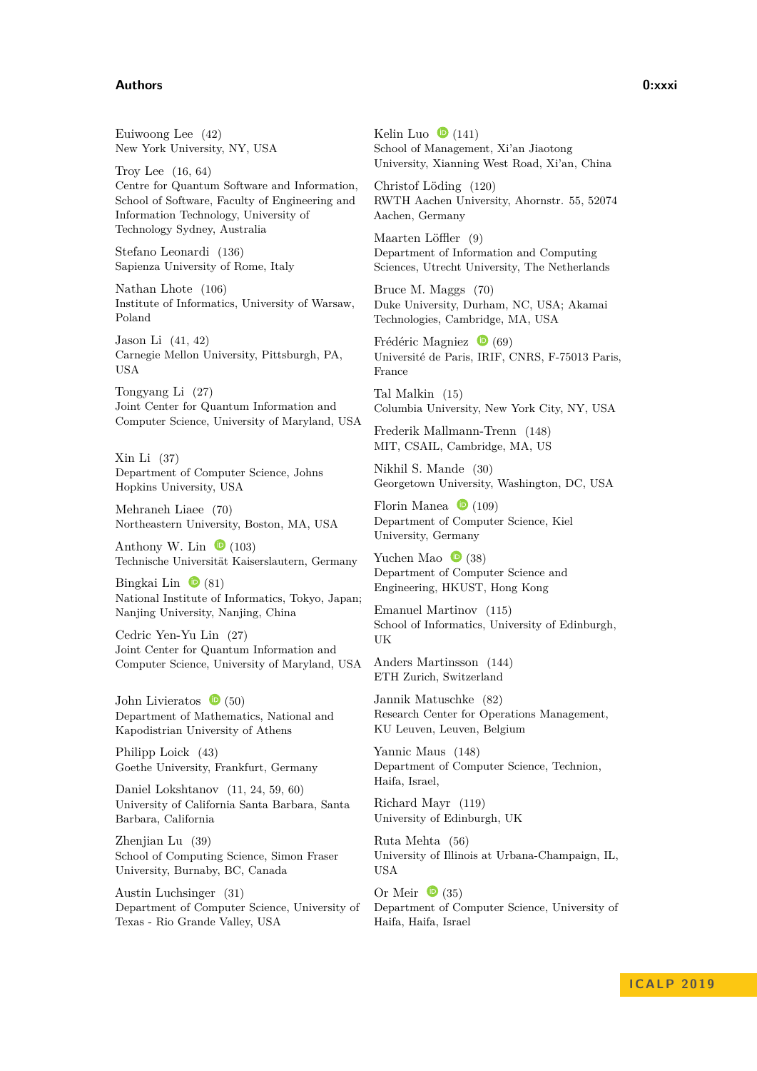Euiwoong Lee (42)
New York University, NY, USA

Troy Lee (16, 64)
Centre for Quantum Software and Information, School of Software, Faculty of Engineering and Information Technology, University of Technology Sydney, Australia

Stefano Leonardi (136)
Sapienza University of Rome, Italy

Nathan Lhote (106)
Institute of Informatics, University of Warsaw, Poland

Jason Li (41, 42)
Carnegie Mellon University, Pittsburgh, PA, USA

Tongyang Li (27)
Joint Center for Quantum Information and Computer Science, University of Maryland, USA

Xin Li (37)
Department of Computer Science, Johns Hopkins University, USA

Mehraneh Liaee (70)
Northeastern University, Boston, MA, USA

Anthony W. Lin (103)
Technische Universität Kaiserslautern, Germany

Bingkai Lin (81)
National Institute of Informatics, Tokyo, Japan; Nanjing University, Nanjing, China

Cedric Yen-Yu Lin (27)
Joint Center for Quantum Information and Computer Science, University of Maryland, USA

John Livieratos (50)
Department of Mathematics, National and Kapodistrian University of Athens

Philipp Loick (43)
Goethe University, Frankfurt, Germany

Daniel Lokshtanov (11, 24, 59, 60)
University of California Santa Barbara, Santa Barbara, California

Zhenjian Lu (39)
School of Computing Science, Simon Fraser University, Burnaby, BC, Canada

Austin Luchsinger (31)
Department of Computer Science, University of Texas - Rio Grande Valley, USA

Kelin Luo (141)
School of Management, Xi'an Jiaotong University, Xianning West Road, Xi'an, China

Christof Löding (120)
RWTH Aachen University, Ahornstr. 55, 52074 Aachen, Germany

Maarten Löffler (9)
Department of Information and Computing Sciences, Utrecht University, The Netherlands

Bruce M. Maggs (70)
Duke University, Durham, NC, USA; Akamai Technologies, Cambridge, MA, USA

Frédéric Magniez (69)
Université de Paris, IRIF, CNRS, F-75013 Paris, France

Tal Malkin (15)
Columbia University, New York City, NY, USA

Frederik Mallmann-Trenn (148)
MIT, CSAIL, Cambridge, MA, US

Nikhil S. Mande (30)
Georgetown University, Washington, DC, USA

Florin Manea (109)
Department of Computer Science, Kiel University, Germany

Yuchen Mao (38)
Department of Computer Science and Engineering, HKUST, Hong Kong

Emanuel Martinov (115)
School of Informatics, University of Edinburgh, UK

Anders Martinsson (144)
ETH Zurich, Switzerland

Jannik Matuschke (82)
Research Center for Operations Management, KU Leuven, Leuven, Belgium

Yannic Maus (148)
Department of Computer Science, Technion, Haifa, Israel,

Richard Mayr (119)
University of Edinburgh, UK

Ruta Mehta (56)
University of Illinois at Urbana-Champaign, IL, USA

Or Meir (35)
Department of Computer Science, University of Haifa, Haifa, Israel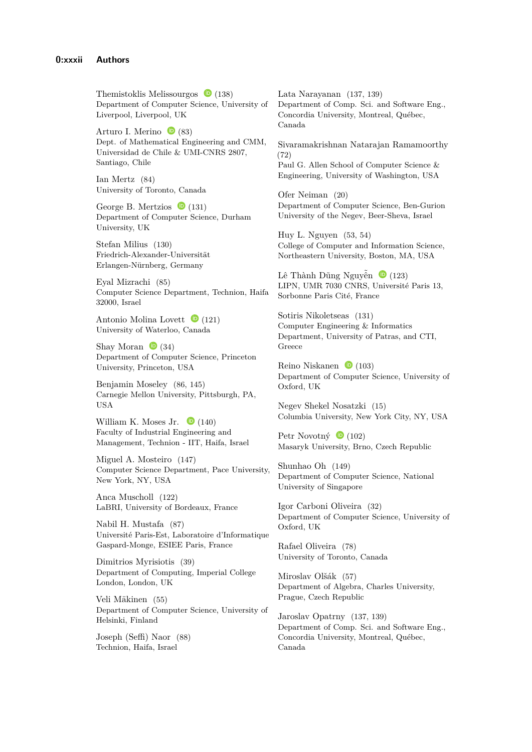Themistoklis Melissourgos (138)
Department of Computer Science, University of Liverpool, Liverpool, UK

Arturo I. Merino (83)
Dept. of Mathematical Engineering and CMM, Universidad de Chile & UMI-CNRS 2807, Santiago, Chile

Ian Mertz (84)
University of Toronto, Canada

George B. Mertzios (131)
Department of Computer Science, Durham University, UK

Stefan Milius (130)
Friedrich-Alexander-Universität Erlangen-Nürnberg, Germany

Eyal Mizrachi (85)
Computer Science Department, Technion, Haifa 32000, Israel

Antonio Molina Lovett (121)
University of Waterloo, Canada

Shay Moran (34)
Department of Computer Science, Princeton University, Princeton, USA

Benjamin Moseley (86, 145)
Carnegie Mellon University, Pittsburgh, PA, USA

William K. Moses Jr. (140)
Faculty of Industrial Engineering and Management, Technion - IIT, Haifa, Israel

Miguel A. Mosteiro (147)
Computer Science Department, Pace University, New York, NY, USA

Anca Muscholl (122)
LaBRI, University of Bordeaux, France

Nabil H. Mustafa (87)
Université Paris-Est, Laboratoire d'Informatique Gaspard-Monge, ESIEE Paris, France

Dimitrios Myrisiotis (39)
Department of Computing, Imperial College London, London, UK

Veli Mäkinen (55)
Department of Computer Science, University of Helsinki, Finland

Joseph (Seffi) Naor (88)
Technion, Haifa, Israel

Lata Narayanan (137, 139)
Department of Comp. Sci. and Software Eng., Concordia University, Montreal, Québec, Canada

Sivaramakrishnan Natarajan Ramamoorthy (72)
Paul G. Allen School of Computer Science & Engineering, University of Washington, USA

Ofer Neiman (20)
Department of Computer Science, Ben-Gurion University of the Negev, Beer-Sheva, Israel

Huy L. Nguyen (53, 54)
College of Computer and Information Science, Northeastern University, Boston, MA, USA

Lê Thành Dũng Nguyễn (123)
LIPN, UMR 7030 CNRS, Université Paris 13, Sorbonne Paris Cité, France

Sotiris Nikoletseas (131)
Computer Engineering & Informatics Department, University of Patras, and CTI, Greece

Reino Niskanen (103)
Department of Computer Science, University of Oxford, UK

Negev Shekel Nosatzki (15)
Columbia University, New York City, NY, USA

Petr Novotný (102)
Masaryk University, Brno, Czech Republic

Shunhao Oh (149)
Department of Computer Science, National University of Singapore

Igor Carboni Oliveira (32)
Department of Computer Science, University of Oxford, UK

Rafael Oliveira (78)
University of Toronto, Canada

Miroslav Olšák (57)
Department of Algebra, Charles University, Prague, Czech Republic

Jaroslav Opatrny (137, 139)
Department of Comp. Sci. and Software Eng., Concordia University, Montreal, Québec, Canada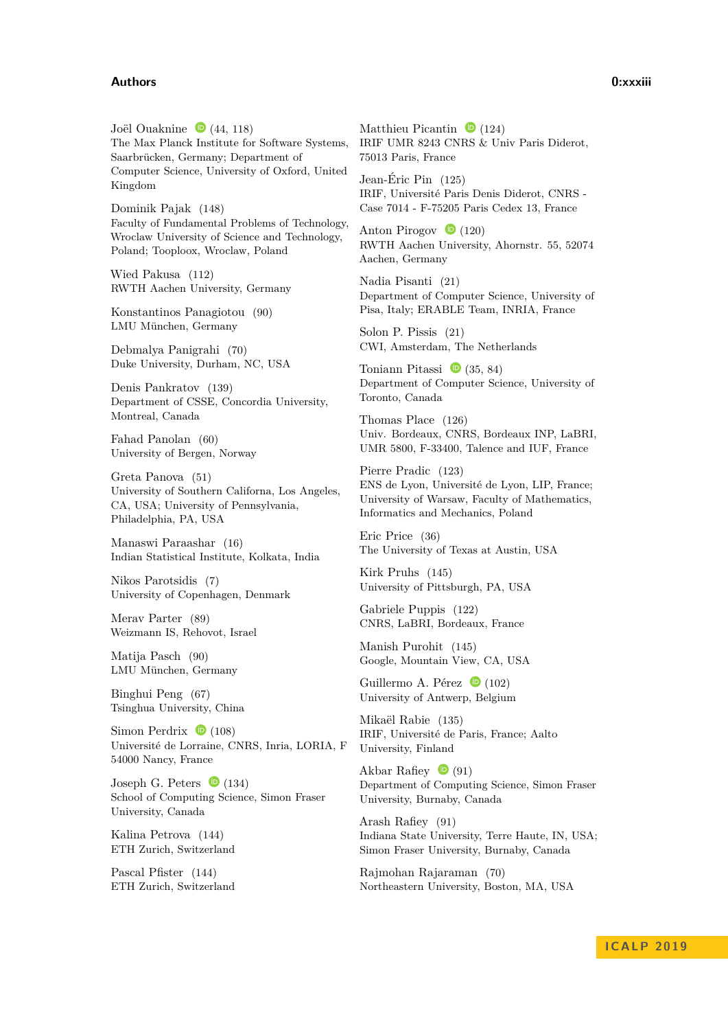Joël Ouaknine (44, 118)
The Max Planck Institute for Software Systems, Saarbrücken, Germany; Department of Computer Science, University of Oxford, United Kingdom

Dominik Pajak (148)
Faculty of Fundamental Problems of Technology, Wroclaw University of Science and Technology, Poland; Tooploox, Wroclaw, Poland

Wied Pakusa (112)
RWTH Aachen University, Germany

Konstantinos Panagiotou (90)
LMU München, Germany

Debmalya Panigrahi (70)
Duke University, Durham, NC, USA

Denis Pankratov (139)
Department of CSSE, Concordia University, Montreal, Canada

Fahad Panolan (60)
University of Bergen, Norway

Greta Panova (51)
University of Southern Californa, Los Angeles, CA, USA; University of Pennsylvania, Philadelphia, PA, USA

Manaswi Paraashar (16)
Indian Statistical Institute, Kolkata, India

Nikos Parotsidis (7)
University of Copenhagen, Denmark

Merav Parter (89)
Weizmann IS, Rehovot, Israel

Matija Pasch (90)
LMU München, Germany

Binghui Peng (67)
Tsinghua University, China

Simon Perdrix (108)
Université de Lorraine, CNRS, Inria, LORIA, F 54000 Nancy, France

Joseph G. Peters (134)
School of Computing Science, Simon Fraser University, Canada

Kalina Petrova (144)
ETH Zurich, Switzerland

Pascal Pfister (144)
ETH Zurich, Switzerland

Matthieu Picantin (124)
IRIF UMR 8243 CNRS & Univ Paris Diderot, 75013 Paris, France

Jean-Éric Pin (125)
IRIF, Université Paris Denis Diderot, CNRS - Case 7014 - F-75205 Paris Cedex 13, France

Anton Pirogov (120)
RWTH Aachen University, Ahornstr. 55, 52074 Aachen, Germany

Nadia Pisanti (21)
Department of Computer Science, University of Pisa, Italy; ERABLE Team, INRIA, France

Solon P. Pissis (21)
CWI, Amsterdam, The Netherlands

Toniann Pitassi (35, 84)
Department of Computer Science, University of Toronto, Canada

Thomas Place (126)
Univ. Bordeaux, CNRS, Bordeaux INP, LaBRI, UMR 5800, F-33400, Talence and IUF, France

Pierre Pradic (123)
ENS de Lyon, Université de Lyon, LIP, France; University of Warsaw, Faculty of Mathematics, Informatics and Mechanics, Poland

Eric Price (36)
The University of Texas at Austin, USA

Kirk Pruhs (145)
University of Pittsburgh, PA, USA

Gabriele Puppis (122)
CNRS, LaBRI, Bordeaux, France

Manish Purohit (145)
Google, Mountain View, CA, USA

Guillermo A. Pérez (102)
University of Antwerp, Belgium

Mikaël Rabie (135)
IRIF, Université de Paris, France; Aalto University, Finland

Akbar Rafiey (91)
Department of Computing Science, Simon Fraser University, Burnaby, Canada

Arash Rafiey (91)
Indiana State University, Terre Haute, IN, USA; Simon Fraser University, Burnaby, Canada

Rajmohan Rajaraman (70)
Northeastern University, Boston, MA, USA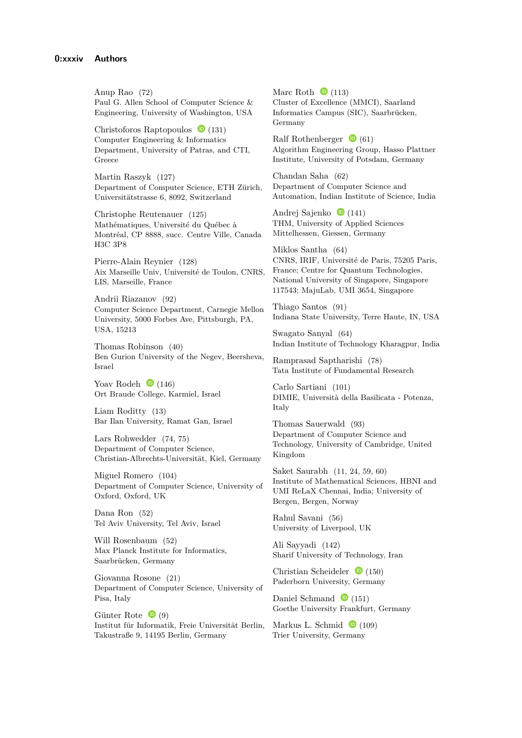Anup Rao (72)
Paul G. Allen School of Computer Science & Engineering, University of Washington, USA

Christoforos Raptopoulos (131)
Computer Engineering & Informatics Department, University of Patras, and CTI, Greece

Martin Raszyk (127)
Department of Computer Science, ETH Zürich, Universitätstrasse 6, 8092, Switzerland

Christophe Reutenauer (125)
Mathématiques, Université du Québec à Montréal, CP 8888, succ. Centre Ville, Canada H3C 3P8

Pierre-Alain Reynier (128)
Aix Marseille Univ, Université de Toulon, CNRS, LIS, Marseille, France

Andrii Riazanov (92)
Computer Science Department, Carnegie Mellon University, 5000 Forbes Ave, Pittsburgh, PA, USA, 15213

Thomas Robinson (40)
Ben Gurion University of the Negev, Beersheva, Israel

Yoav Rodeh (146)
Ort Braude College, Karmiel, Israel

Liam Roditty (13)
Bar Ilan University, Ramat Gan, Israel

Lars Rohwedder (74, 75)
Department of Computer Science, Christian-Albrechts-Universität, Kiel, Germany

Miguel Romero (104)
Department of Computer Science, University of Oxford, Oxford, UK

Dana Ron (52)
Tel Aviv University, Tel Aviv, Israel

Will Rosenbaum (52)
Max Planck Institute for Informatics, Saarbrücken, Germany

Giovanna Rosone (21)
Department of Computer Science, University of Pisa, Italy

Günter Rote (9)
Institut für Informatik, Freie Universität Berlin, Takustraße 9, 14195 Berlin, Germany

Marc Roth (113)
Cluster of Excellence (MMCI), Saarland Informatics Campus (SIC), Saarbrücken, Germany

Ralf Rothenberger (61)
Algorithm Engineering Group, Hasso Plattner Institute, University of Potsdam, Germany

Chandan Saha (62)
Department of Computer Science and Automation, Indian Institute of Science, India

Andrej Sajenko (141)
THM, University of Applied Sciences Mittelhessen, Giessen, Germany

Miklos Santha (64)
CNRS, IRIF, Université de Paris, 75205 Paris, France; Centre for Quantum Technologies, National University of Singapore, Singapore 117543; MajuLab, UMI 3654, Singapore

Thiago Santos (91)
Indiana State University, Terre Haute, IN, USA

Swagato Sanyal (64)
Indian Institute of Technology Kharagpur, India

Ramprasad Saptharishi (78)
Tata Institute of Fundamental Research

Carlo Sartiani (101)
DIMIE, Università della Basilicata - Potenza, Italy

Thomas Sauerwald (93)
Department of Computer Science and Technology, University of Cambridge, United Kingdom

Saket Saurabh (11, 24, 59, 60)
Institute of Mathematical Sciences, HBNI and UMI ReLaX Chennai, India; University of Bergen, Bergen, Norway

Rahul Savani (56)
University of Liverpool, UK

Ali Sayyadi (142)
Sharif University of Technology, Iran

Christian Scheideler (150)
Paderborn University, Germany

Daniel Schmand (151)
Goethe University Frankfurt, Germany

Markus L. Schmid (109)
Trier University, Germany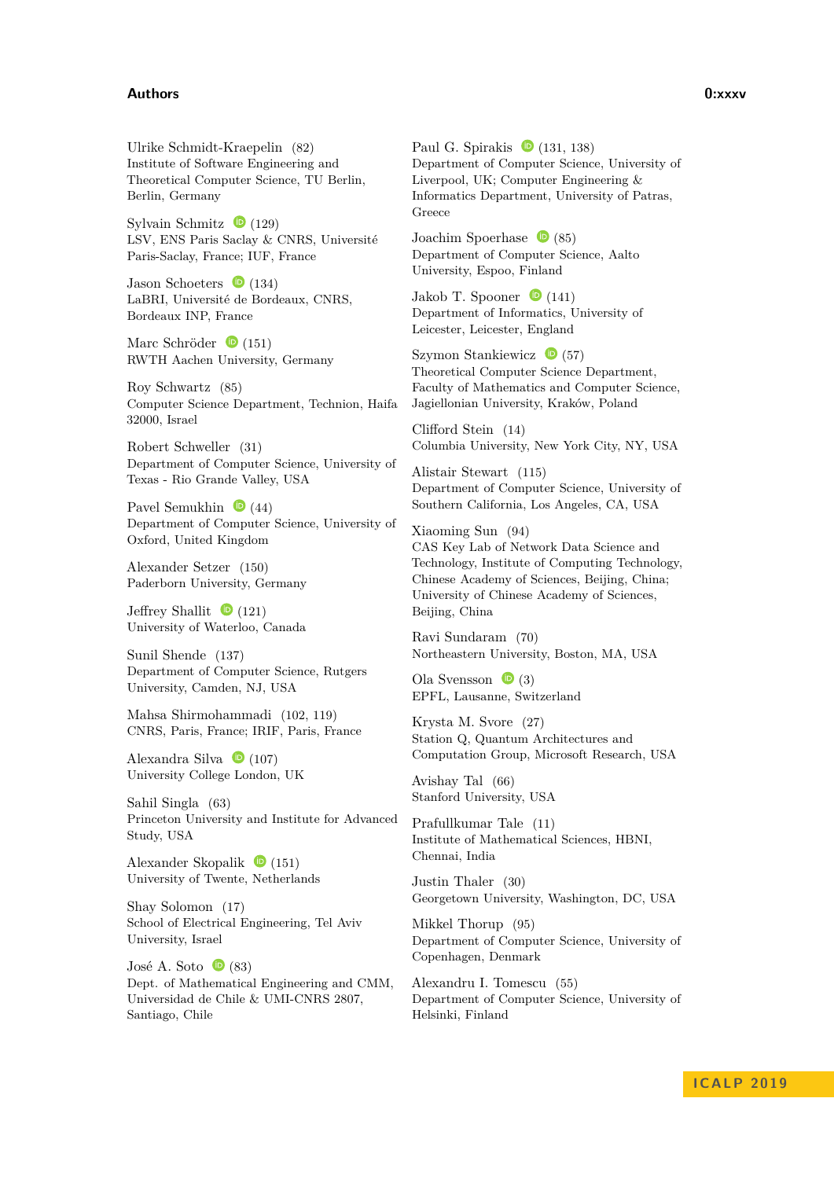Ulrike Schmidt-Kraepelin (82)
Institute of Software Engineering and Theoretical Computer Science, TU Berlin, Berlin, Germany

Sylvain Schmitz (129)
LSV, ENS Paris Saclay & CNRS, Université Paris-Saclay, France; IUF, France

Jason Schoeters (134)
LaBRI, Université de Bordeaux, CNRS, Bordeaux INP, France

Marc Schröder (151)
RWTH Aachen University, Germany

Roy Schwartz (85)
Computer Science Department, Technion, Haifa 32000, Israel

Robert Schweller (31)
Department of Computer Science, University of Texas - Rio Grande Valley, USA

Pavel Semukhin (44)
Department of Computer Science, University of Oxford, United Kingdom

Alexander Setzer (150)
Paderborn University, Germany

Jeffrey Shallit (121)
University of Waterloo, Canada

Sunil Shende (137)
Department of Computer Science, Rutgers University, Camden, NJ, USA

Mahsa Shirmohammadi (102, 119)
CNRS, Paris, France; IRIF, Paris, France

Alexandra Silva (107)
University College London, UK

Sahil Singla (63)
Princeton University and Institute for Advanced Study, USA

Alexander Skopalik (151)
University of Twente, Netherlands

Shay Solomon (17)
School of Electrical Engineering, Tel Aviv University, Israel

José A. Soto (83)
Dept. of Mathematical Engineering and CMM, Universidad de Chile & UMI-CNRS 2807, Santiago, Chile

Paul G. Spirakis (131, 138)
Department of Computer Science, University of Liverpool, UK; Computer Engineering & Informatics Department, University of Patras, Greece

Joachim Spoerhase (85)
Department of Computer Science, Aalto University, Espoo, Finland

Jakob T. Spooner (141)
Department of Informatics, University of Leicester, Leicester, England

Szymon Stankiewicz (57)
Theoretical Computer Science Department, Faculty of Mathematics and Computer Science, Jagiellonian University, Kraków, Poland

Clifford Stein (14)
Columbia University, New York City, NY, USA

Alistair Stewart (115)
Department of Computer Science, University of Southern California, Los Angeles, CA, USA

Xiaoming Sun (94)
CAS Key Lab of Network Data Science and Technology, Institute of Computing Technology, Chinese Academy of Sciences, Beijing, China; University of Chinese Academy of Sciences, Beijing, China

Ravi Sundaram (70)
Northeastern University, Boston, MA, USA

Ola Svensson (3)
EPFL, Lausanne, Switzerland

Krysta M. Svore (27)
Station Q, Quantum Architectures and Computation Group, Microsoft Research, USA

Avishay Tal (66)
Stanford University, USA

Prafullkumar Tale (11)
Institute of Mathematical Sciences, HBNI, Chennai, India

Justin Thaler (30)
Georgetown University, Washington, DC, USA

Mikkel Thorup (95)
Department of Computer Science, University of Copenhagen, Denmark

Alexandru I. Tomescu (55)
Department of Computer Science, University of Helsinki, Finland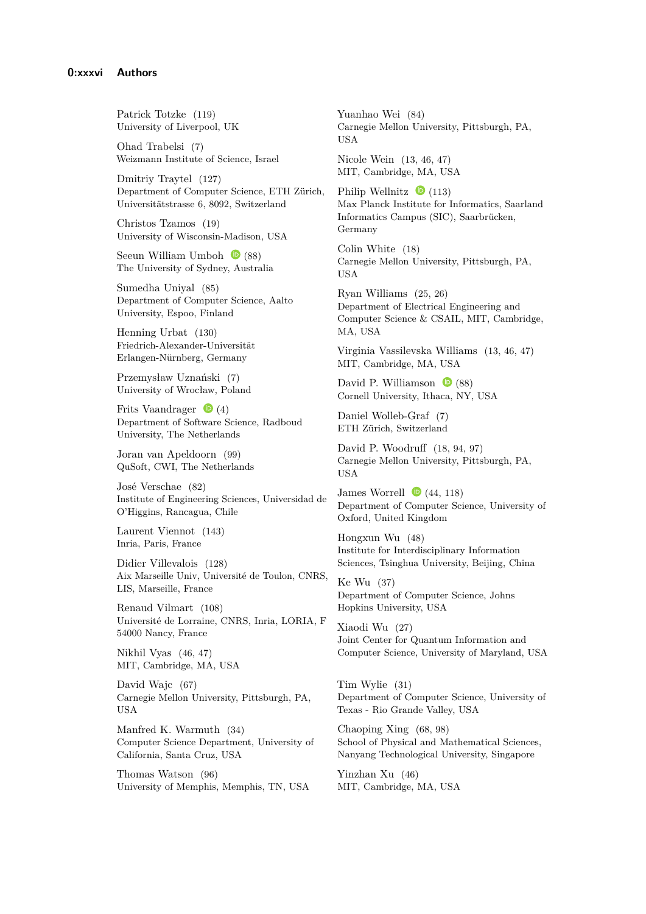Patrick Totzke (119)
University of Liverpool, UK

Ohad Trabelsi (7)
Weizmann Institute of Science, Israel

Dmitriy Traytel (127)
Department of Computer Science, ETH Zürich, Universitätstrasse 6, 8092, Switzerland

Christos Tzamos (19)
University of Wisconsin-Madison, USA

Seeun William Umboh (88)
The University of Sydney, Australia

Sumedha Uniyal (85)
Department of Computer Science, Aalto University, Espoo, Finland

Henning Urbat (130)
Friedrich-Alexander-Universität Erlangen-Nürnberg, Germany

Przemysław Uznański (7)
University of Wrocław, Poland

Frits Vaandrager (4)
Department of Software Science, Radboud University, The Netherlands

Joran van Apeldoorn (99)
QuSoft, CWI, The Netherlands

José Verschae (82)
Institute of Engineering Sciences, Universidad de O'Higgins, Rancagua, Chile

Laurent Viennot (143)
Inria, Paris, France

Didier Villevalois (128)
Aix Marseille Univ, Université de Toulon, CNRS, LIS, Marseille, France

Renaud Vilmart (108)
Université de Lorraine, CNRS, Inria, LORIA, F 54000 Nancy, France

Nikhil Vyas (46, 47)
MIT, Cambridge, MA, USA

David Wajc (67)
Carnegie Mellon University, Pittsburgh, PA, USA

Manfred K. Warmuth (34)
Computer Science Department, University of California, Santa Cruz, USA

Thomas Watson (96)
University of Memphis, Memphis, TN, USA

Yuanhao Wei (84)
Carnegie Mellon University, Pittsburgh, PA, USA

Nicole Wein (13, 46, 47)
MIT, Cambridge, MA, USA

Philip Wellnitz (113)
Max Planck Institute for Informatics, Saarland Informatics Campus (SIC), Saarbrücken, Germany

Colin White (18)
Carnegie Mellon University, Pittsburgh, PA, USA

Ryan Williams (25, 26)
Department of Electrical Engineering and Computer Science & CSAIL, MIT, Cambridge, MA, USA

Virginia Vassilevska Williams (13, 46, 47)
MIT, Cambridge, MA, USA

David P. Williamson (88)
Cornell University, Ithaca, NY, USA

Daniel Wolleb-Graf (7)
ETH Zürich, Switzerland

David P. Woodruff (18, 94, 97)
Carnegie Mellon University, Pittsburgh, PA, USA

James Worrell (44, 118)
Department of Computer Science, University of Oxford, United Kingdom

Hongxun Wu (48)
Institute for Interdisciplinary Information Sciences, Tsinghua University, Beijing, China

Ke Wu (37)
Department of Computer Science, Johns Hopkins University, USA

Xiaodi Wu (27)
Joint Center for Quantum Information and Computer Science, University of Maryland, USA

Tim Wylie (31)
Department of Computer Science, University of Texas - Rio Grande Valley, USA

Chaoping Xing (68, 98)
School of Physical and Mathematical Sciences, Nanyang Technological University, Singapore

Yinzhan Xu (46)
MIT, Cambridge, MA, USA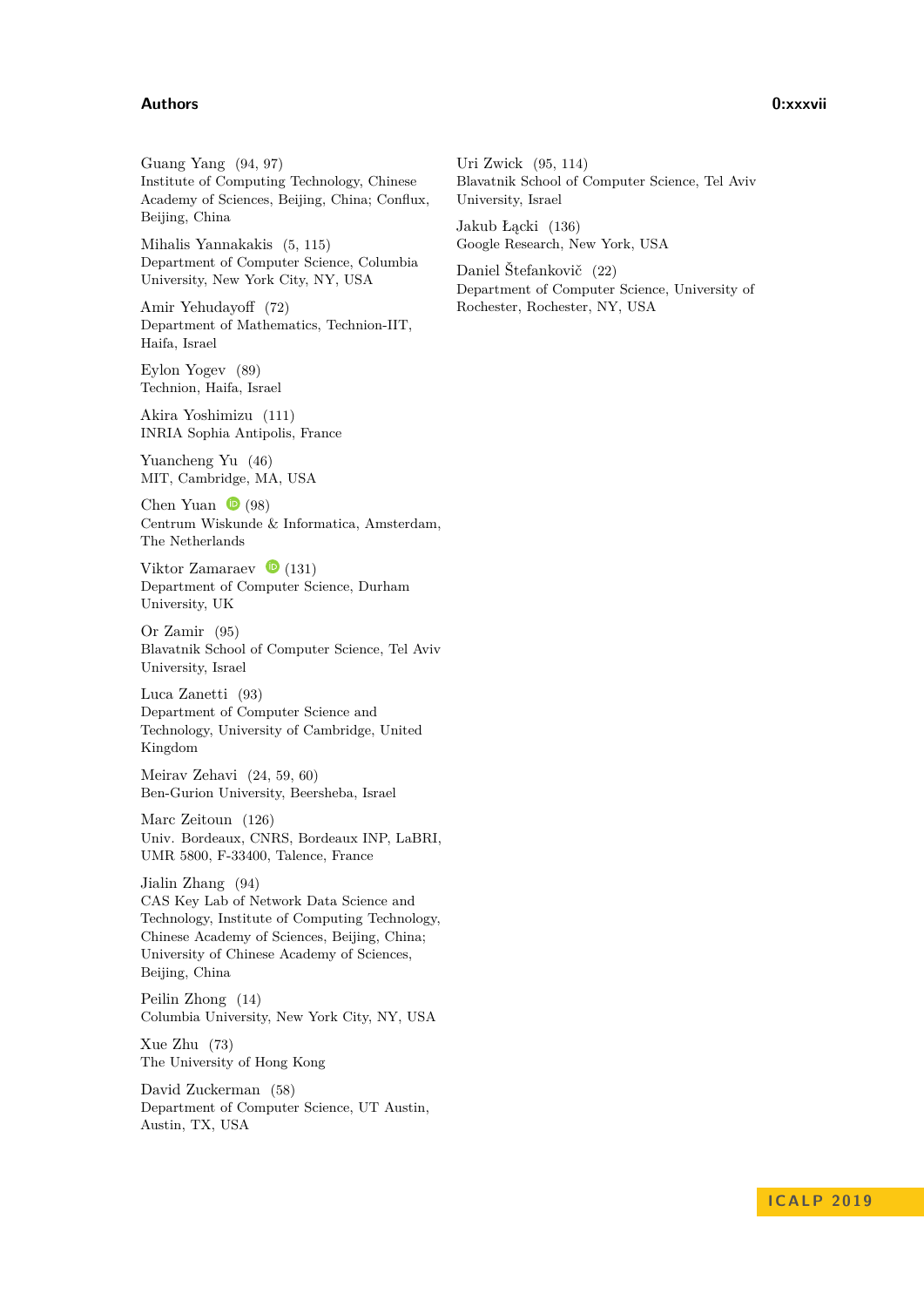Guang Yang (94, 97)
Institute of Computing Technology, Chinese Academy of Sciences, Beijing, China; Conflux, Beijing, China

Mihalis Yannakakis (5, 115)
Department of Computer Science, Columbia University, New York City, NY, USA

Amir Yehudayoff (72)
Department of Mathematics, Technion-IIT, Haifa, Israel

Eylon Yogev (89)
Technion, Haifa, Israel

Akira Yoshimizu (111)
INRIA Sophia Antipolis, France

Yuancheng Yu (46)
MIT, Cambridge, MA, USA

Chen Yuan (98)
Centrum Wiskunde & Informatica, Amsterdam, The Netherlands

Viktor Zamaraev (131)
Department of Computer Science, Durham University, UK

Or Zamir (95)
Blavatnik School of Computer Science, Tel Aviv University, Israel

Luca Zanetti (93)
Department of Computer Science and Technology, University of Cambridge, United Kingdom

Meirav Zehavi (24, 59, 60)
Ben-Gurion University, Beersheba, Israel

Marc Zeitoun (126)
Univ. Bordeaux, CNRS, Bordeaux INP, LaBRI, UMR 5800, F-33400, Talence, France

Jialin Zhang (94)
CAS Key Lab of Network Data Science and Technology, Institute of Computing Technology, Chinese Academy of Sciences, Beijing, China; University of Chinese Academy of Sciences, Beijing, China

Peilin Zhong (14)
Columbia University, New York City, NY, USA

Xue Zhu (73)
The University of Hong Kong

David Zuckerman (58)
Department of Computer Science, UT Austin, Austin, TX, USA

Uri Zwick (95, 114)
Blavatnik School of Computer Science, Tel Aviv University, Israel

Jakub Łącki (136)
Google Research, New York, USA

Daniel Štefankovič (22)
Department of Computer Science, University of Rochester, Rochester, NY, USA